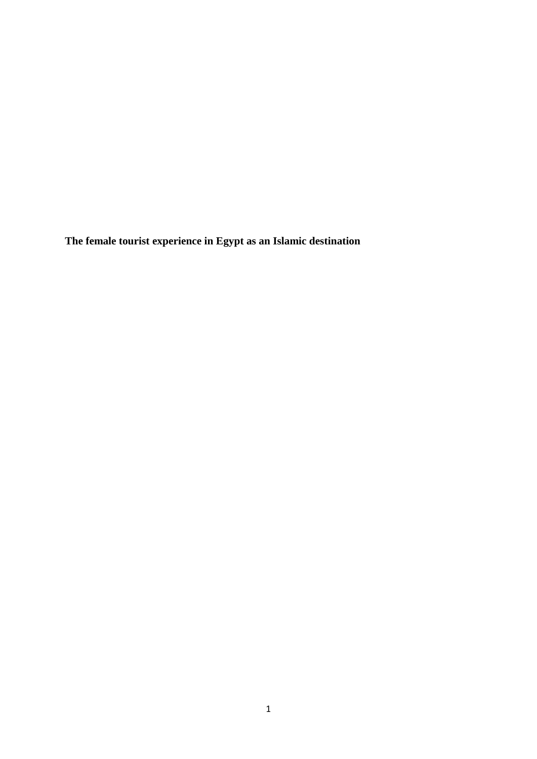# The female tourist experience in Egypt as an Islamic destination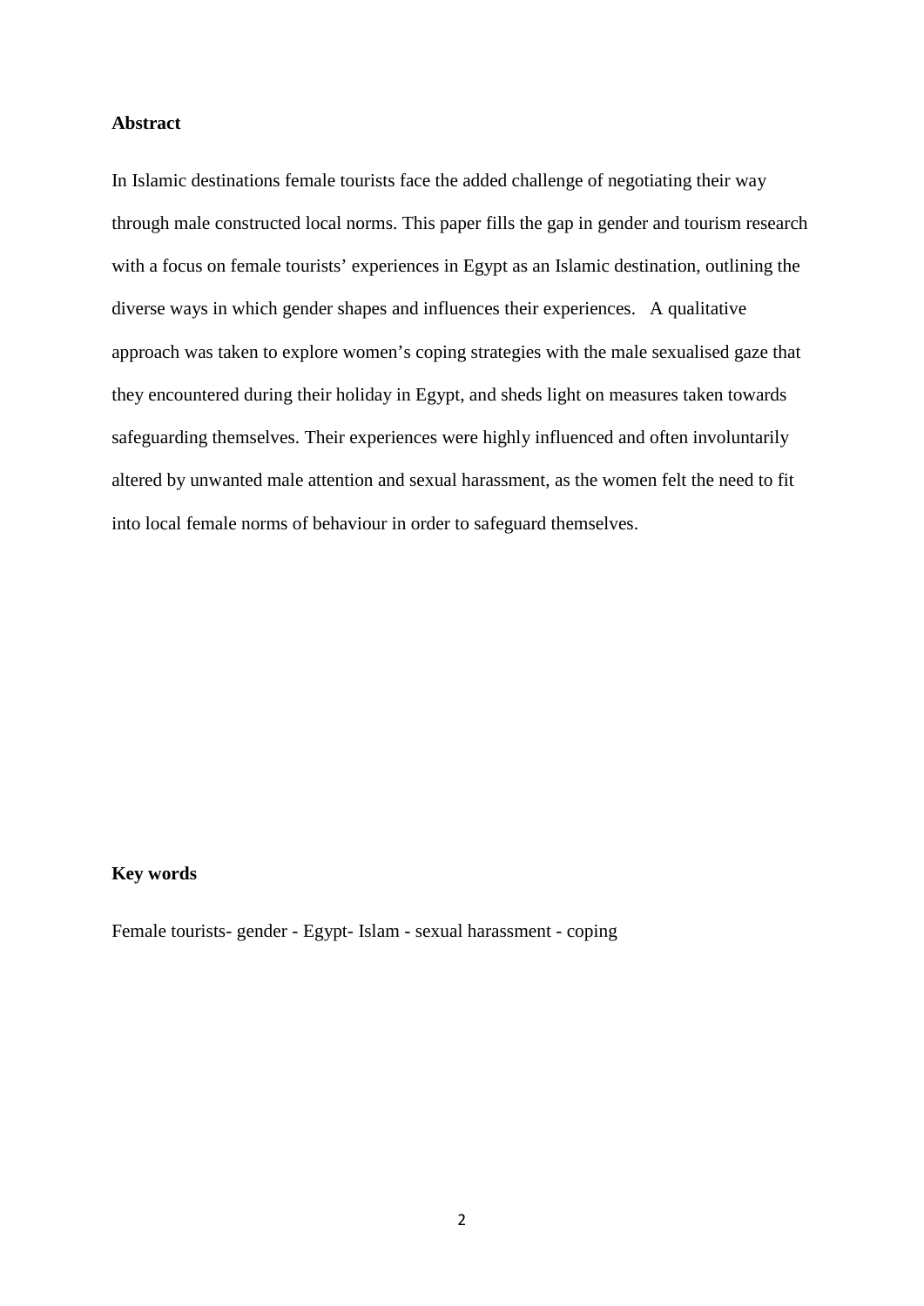## Abstract

In Islamic destinations female tourists face the added challenge of negotiating their way through male constructed local norms. This paper fills the gap in gender and tourism research with a focus on female tourists' experiences in Egypt as an Islamic destination, outlining the diverse ways in which gender shapes and influences their experiences. A qualitative approach was taken to explore women's coping strategies with the male sexualised gaze that they encountered during their holiday in Egypt, and sheds light on measures taken towards safeguarding themselves. Their experiences were highly influenced and often involuntarily altered by unwanted male attention and sexual harassment, as the women felt the need to fit into local female norms of behaviour in order to safeguard themselves.

## Key words

Female tourists- gender - Egypt- Islam - sexual harassment - coping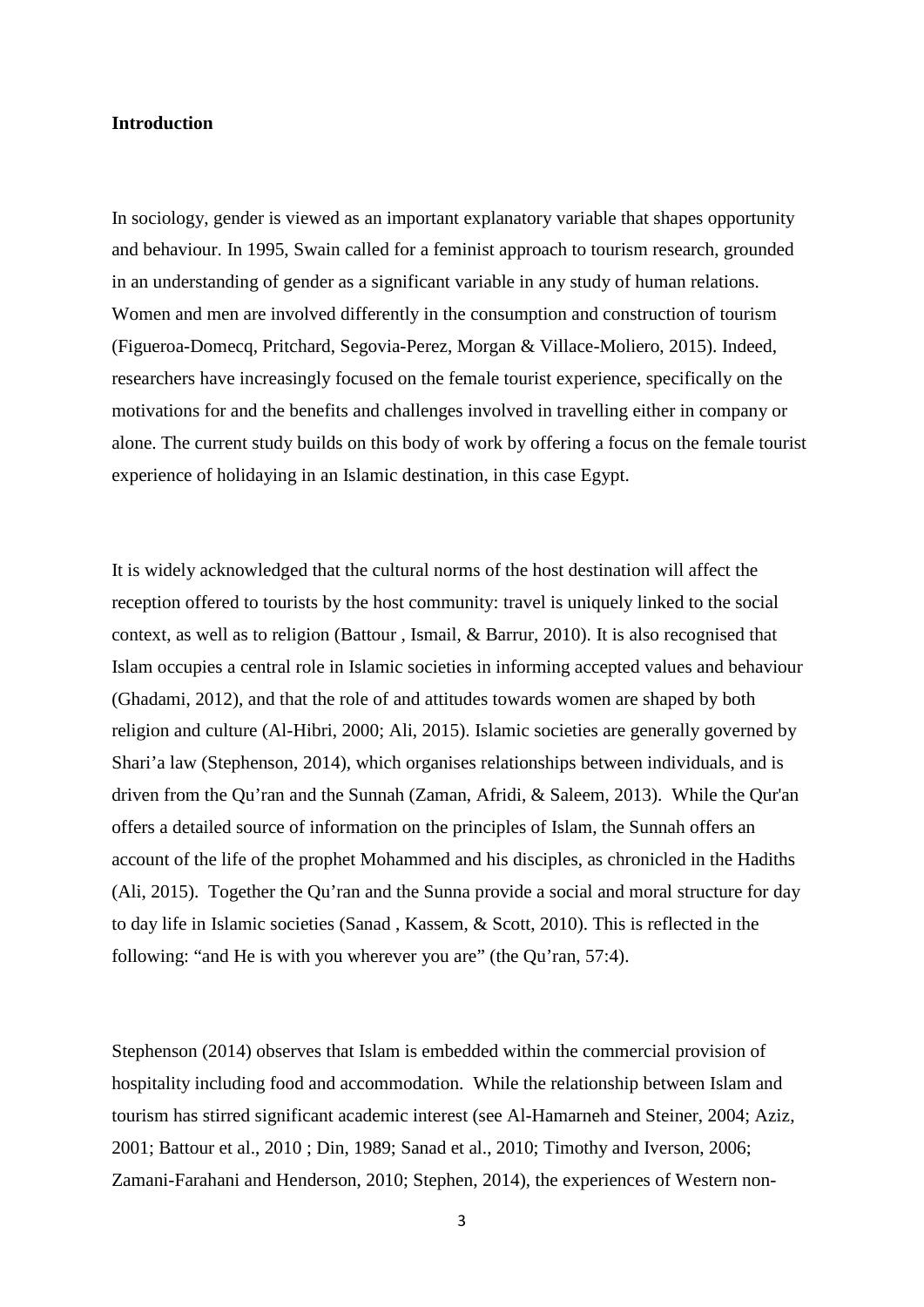**Introduction**

In sociology, gender is viewed as an important explanatory variable that shapes opportunity and behaviour. In 1995, Swain called for a feminist approach to tourism research, grounded in an understanding of gender as a significant variable in any study of human relations. Women and men are involved differently in the consumption and construction of tourism (Figueroa-Domecq, Pritchard, Segovia-Perez, Morgan & Villace-Moliero, 2015). Indeed, researchers have increasingly focused on the female tourist experience, specifically on the motivations for and the benefits and challenges involved in travelling either in company or alone. The current study builds on this body of work by offering a focus on the female tourist experience of holidaying in an Islamic destination, in this case Egypt.

It is widely acknowledged that the cultural norms of the host destination will affect the reception offered to tourists by the host community: travel is uniquely linked to the social context, as well as to religion (Battour , Ismail, & Barrur, 2010). It is also recognised that Islam occupies a central role in Islamic societies in informing accepted values and behaviour (Ghadami, 2012), and that the role of and attitudes towards women are shaped by both religion and culture (Al-Hibri, 2000; Ali, 2015). Islamic societies are generally governed by Shari'a law (Stephenson, 2014), which organises relationships between individuals, and is driven from the Qu'ran and the Sunnah (Zaman, Afridi, & Saleem, 2013). While the Qur'an offers a detailed source of information on the principles of Islam, the Sunnah offers an account of the life of the prophet Mohammed and his disciples, as chronicled in the Hadiths (Ali, 2015). Together the Qu'ran and the Sunna provide a social and moral structure for day to day life in Islamic societies (Sanad , Kassem, & Scott, 2010). This is reflected in the following: "and He is with you wherever you are" (the Qu'ran, 57:4).

Stephenson (2014) observes that Islam is embedded within the commercial provision of hospitality including food and accommodation. While the relationship between Islam and tourism has stirred significant academic interest (see Al-Hamarneh and Steiner, 2004; Aziz, 2001; Battour et al., 2010 ; Din, 1989; Sanad et al., 2010; Timothy and Iverson, 2006; Zamani-Farahani and Henderson, 2010; Stephen, 2014), the experiences of Western non-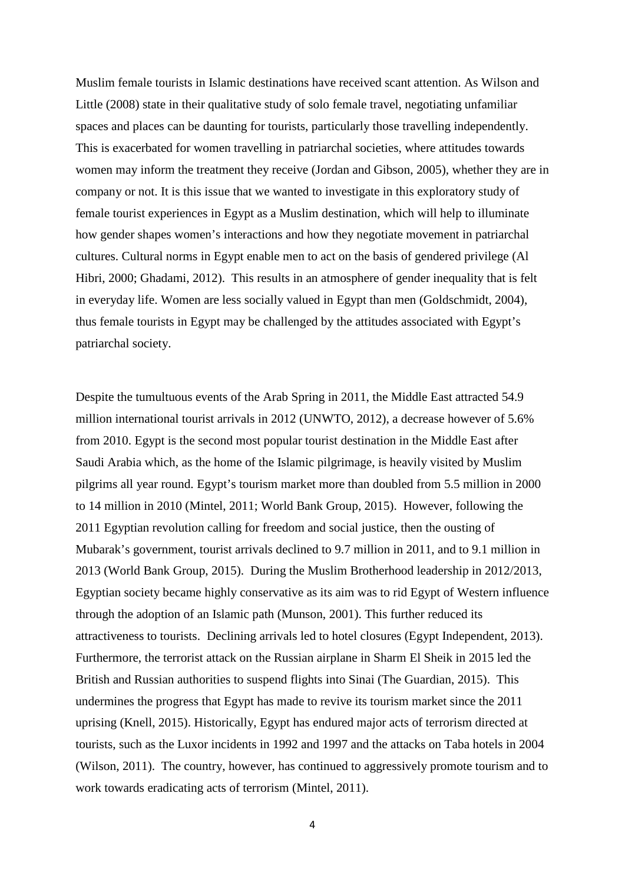Muslim female tourists in Islamic destinations have received scant attention. As Wilson and Little (2008) state in their qualitative study of solo female travel, negotiating unfamiliar spaces and places can be daunting for tourists, particularly those travelling independently. This is exacerbated for women travelling in patriarchal societies, where attitudes towards women may inform the treatment they receive (Jordan and Gibson, 2005), whether they are in company or not. It is this issue that we wanted to investigate in this exploratory study of female tourist experiences in Egypt as a Muslim destination, which will help to illuminate how gender shapes women's interactions and how they negotiate movement in patriarchal cultures. Cultural norms in Egypt enable men to act on the basis of gendered privilege (Al Hibri, 2000; Ghadami, 2012). This results in an atmosphere of gender inequality that is felt in everyday life. Women are less socially valued in Egypt than men (Goldschmidt, 2004), thus female tourists in Egypt may be challenged by the attitudes associated with Egypt's patriarchal society.

Despite the tumultuous events of the Arab Spring in 2011, the Middle East attracted 54.9 million international tourist arrivals in 2012 (UNWTO, 2012), a decrease however of 5.6% from 2010. Egypt is the second most popular tourist destination in the Middle East after Saudi Arabia which, as the home of the Islamic pilgrimage, is heavily visited by Muslim pilgrims all year round. Egypt's tourism market more than doubled from 5.5 million in 2000 to 14 million in 2010 (Mintel, 2011; World Bank Group, 2015). However, following the 2011 Egyptian revolution calling for freedom and social justice, then the ousting of Mubarak's government, tourist arrivals declined to 9.7 million in 2011, and to 9.1 million in 2013 (World Bank Group, 2015). During the Muslim Brotherhood leadership in 2012/2013, Egyptian society became highly conservative as its aim was to rid Egypt of Western influence through the adoption of an Islamic path (Munson, 2001). This further reduced its attractiveness to tourists. Declining arrivals led to hotel closures (Egypt Independent, 2013). Furthermore, the terrorist attack on the Russian airplane in Sharm El Sheik in 2015 led the British and Russian authorities to suspend flights into Sinai (The Guardian, 2015). This undermines the progress that Egypt has made to revive its tourism market since the 2011 uprising (Knell, 2015). Historically, Egypt has endured major acts of terrorism directed at tourists, such as the Luxor incidents in 1992 and 1997 and the attacks on Taba hotels in 2004 (Wilson, 2011). The country, however, has continued to aggressively promote tourism and to work towards eradicating acts of terrorism (Mintel, 2011).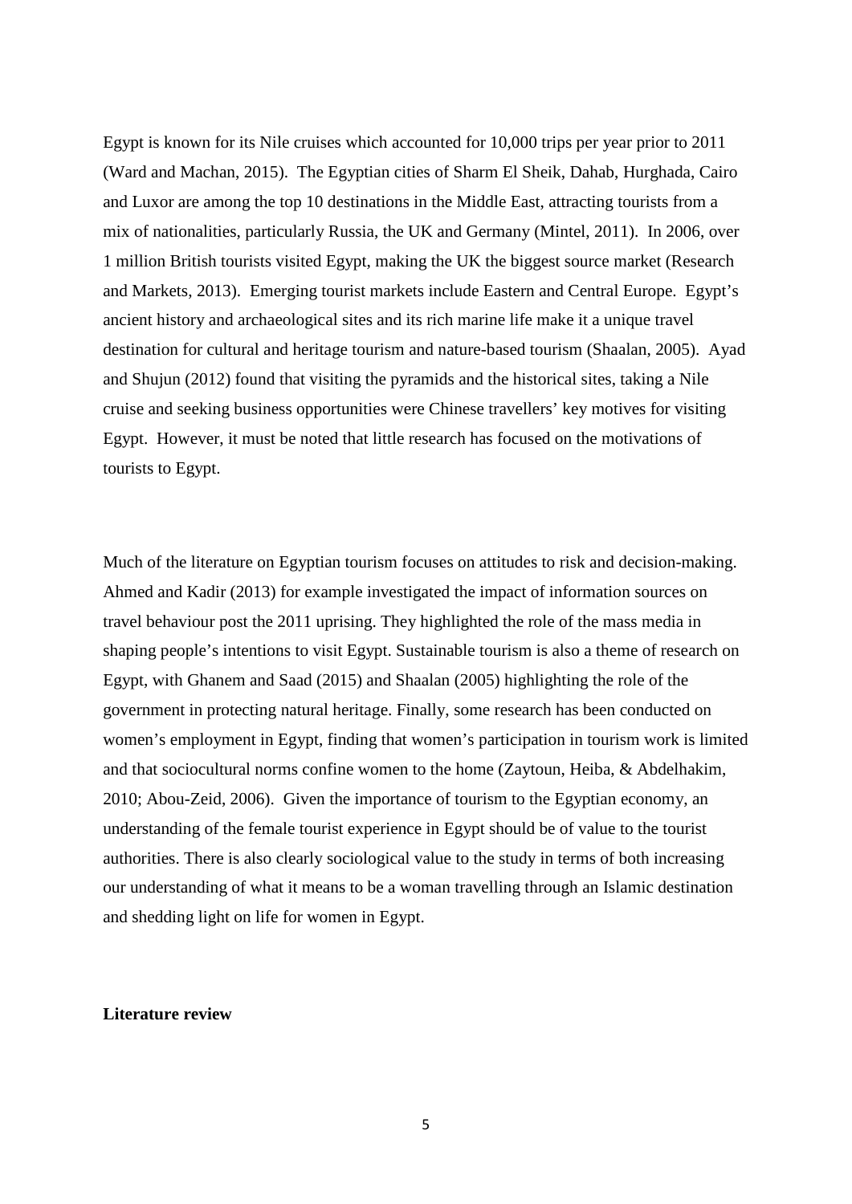Egypt is known for its Nile cruises which accounted for 10,000 trips per year prior to 2011 (Ward and Machan, 2015). The Egyptian cities of Sharm El Sheik, Dahab, Hurghada, Cairo and Luxor are among the top 10 destinations in the Middle East, attracting tourists from a mix of nationalities, particularly Russia, the UK and Germany (Mintel, 2011). In 2006, over 1 million British tourists visited Egypt, making the UK the biggest source market (Research and Markets, 2013). Emerging tourist markets include Eastern and Central Europe. Egypt's ancient history and archaeological sites and its rich marine life make it a unique travel destination for cultural and heritage tourism and nature-based tourism (Shaalan, 2005). Ayad and Shujun (2012) found that visiting the pyramids and the historical sites, taking a Nile cruise and seeking business opportunities were Chinese travellers' key motives for visiting Egypt. However, it must be noted that little research has focused on the motivations of tourists to Egypt.

Much of the literature on Egyptian tourism focuses on attitudes to risk and decision-making. Ahmed and Kadir (2013) for example investigated the impact of information sources on travel behaviour post the 2011 uprising. They highlighted the role of the mass media in shaping people's intentions to visit Egypt. Sustainable tourism is also a theme of research on Egypt, with Ghanem and Saad (2015) and Shaalan (2005) highlighting the role of the government in protecting natural heritage. Finally, some research has been conducted on women's employment in Egypt, finding that women's participation in tourism work is limited and that sociocultural norms confine women to the home (Zaytoun, Heiba, & Abdelhakim, 2010; Abou-Zeid, 2006). Given the importance of tourism to the Egyptian economy, an understanding of the female tourist experience in Egypt should be of value to the tourist authorities. There is also clearly sociological value to the study in terms of both increasing our understanding of what it means to be a woman travelling through an Islamic destination and shedding light on life for women in Egypt.

## Literature review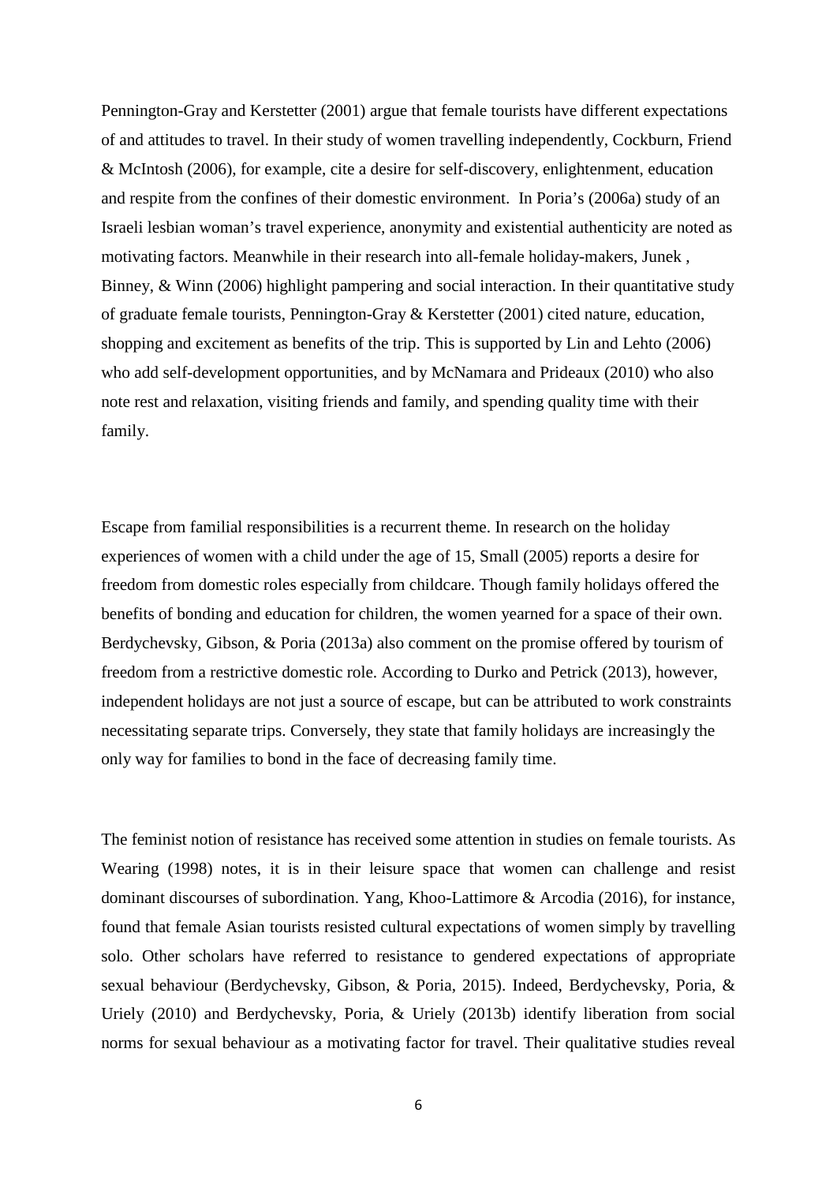Pennington-Gray and Kerstetter (2001) argue that female tourists have different expectations of and attitudes to travel. In their study of women travelling independently, Cockburn, Friend & McIntosh (2006), for example, cite a desire for self-discovery, enlightenment, education and respite from the confines of their domestic environment. In Poria's (2006a) study of an Israeli lesbian woman's travel experience, anonymity and existential authenticity are noted as motivating factors. Meanwhile in their research into all-female holiday-makers, Junek , Binney, & Winn (2006) highlight pampering and social interaction. In their quantitative study of graduate female tourists, Pennington-Gray & Kerstetter (2001) cited nature, education, shopping and excitement as benefits of the trip. This is supported by Lin and Lehto (2006) who add self-development opportunities, and by McNamara and Prideaux (2010) who also note rest and relaxation, visiting friends and family, and spending quality time with their family.

Escape from familial responsibilities is a recurrent theme. In research on the holiday experiences of women with a child under the age of 15, Small (2005) reports a desire for freedom from domestic roles especially from childcare. Though family holidays offered the benefits of bonding and education for children, the women yearned for a space of their own. Berdychevsky, Gibson, & Poria (2013a) also comment on the promise offered by tourism of freedom from a restrictive domestic role. According to Durko and Petrick (2013), however, independent holidays are not just a source of escape, but can be attributed to work constraints necessitating separate trips. Conversely, they state that family holidays are increasingly the only way for families to bond in the face of decreasing family time.

The feminist notion of resistance has received some attention in studies on female tourists. As Wearing (1998) notes, it is in their leisure space that women can challenge and resist dominant discourses of subordination. Yang, Khoo-Lattimore & Arcodia (2016), for instance, found that female Asian tourists resisted cultural expectations of women simply by travelling solo. Other scholars have referred to resistance to gendered expectations of appropriate sexual behaviour (Berdychevsky, Gibson, & Poria, 2015). Indeed, Berdychevsky, Poria, & Uriely (2010) and Berdychevsky, Poria, & Uriely (2013b) identify liberation from social norms for sexual behaviour as a motivating factor for travel. Their qualitative studies reveal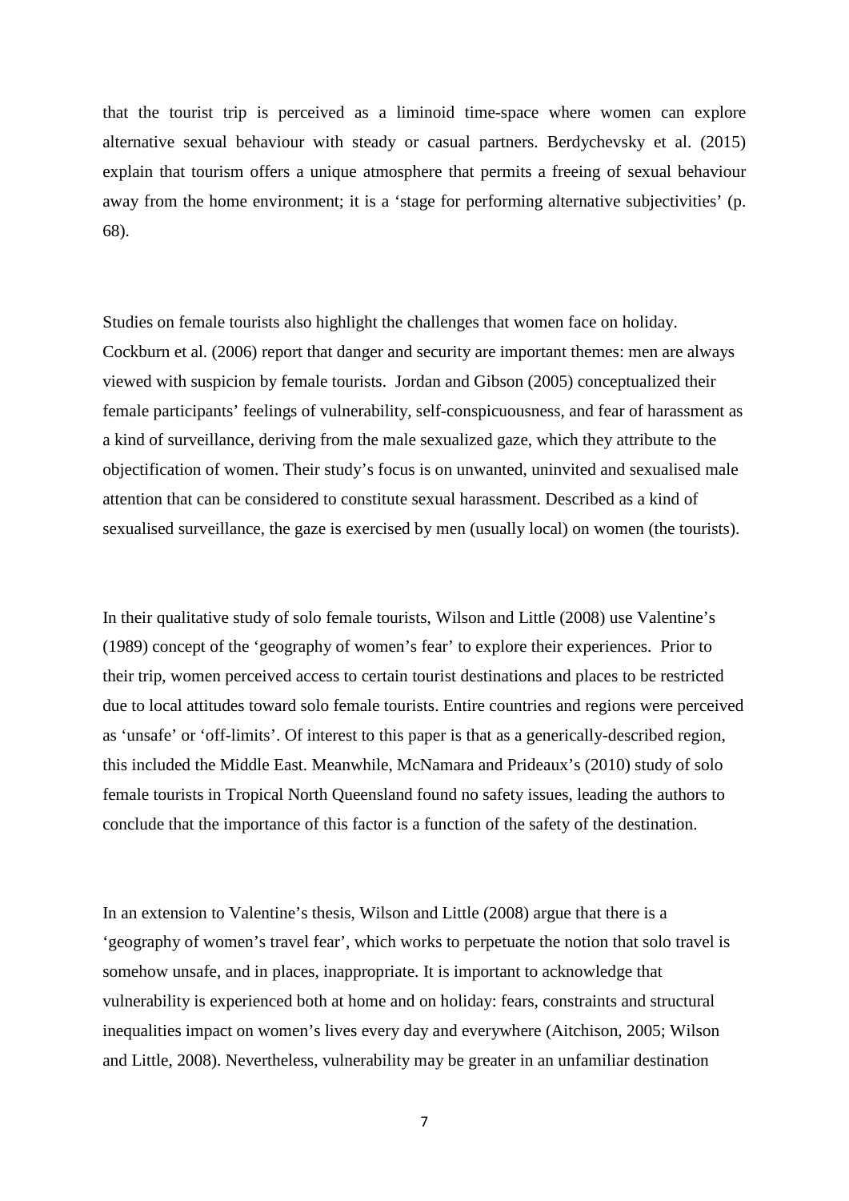that the tourist trip is perceived as a liminoid time-space where women can explore alternative sexual behaviour with steady or casual partners. Berdychevsky et al. (2015) explain that tourism offers a unique atmosphere that permits a freeing of sexual behaviour away from the home environment; it is a 'stage for performing alternative subjectivities' (p. 68).

Studies on female tourists also highlight the challenges that women face on holiday. Cockburn et al. (2006) report that danger and security are important themes: men are always viewed with suspicion by female tourists. Jordan and Gibson (2005) conceptualized their female participants' feelings of vulnerability, self-conspicuousness, and fear of harassment as a kind of surveillance, deriving from the male sexualized gaze, which they attribute to the objectification of women. Their study's focus is on unwanted, uninvited and sexualised male attention that can be considered to constitute sexual harassment. Described as a kind of sexualised surveillance, the gaze is exercised by men (usually local) on women (the tourists).

In their qualitative study of solo female tourists, Wilson and Little (2008) use Valentine's (1989) concept of the 'geography of women's fear' to explore their experiences. Prior to their trip, women perceived access to certain tourist destinations and places to be restricted due to local attitudes toward solo female tourists. Entire countries and regions were perceived as 'unsafe' or 'off-limits'. Of interest to this paper is that as a generically-described region, this included the Middle East. Meanwhile, McNamara and Prideaux's (2010) study of solo female tourists in Tropical North Queensland found no safety issues, leading the authors to conclude that the importance of this factor is a function of the safety of the destination.

In an extension to Valentine's thesis, Wilson and Little (2008) argue that there is a 'geography of women's travel fear', which works to perpetuate the notion that solo travel is somehow unsafe, and in places, inappropriate. It is important to acknowledge that vulnerability is experienced both at home and on holiday: fears, constraints and structural inequalities impact on women's lives every day and everywhere (Aitchison, 2005; Wilson and Little, 2008). Nevertheless, vulnerability may be greater in an unfamiliar destination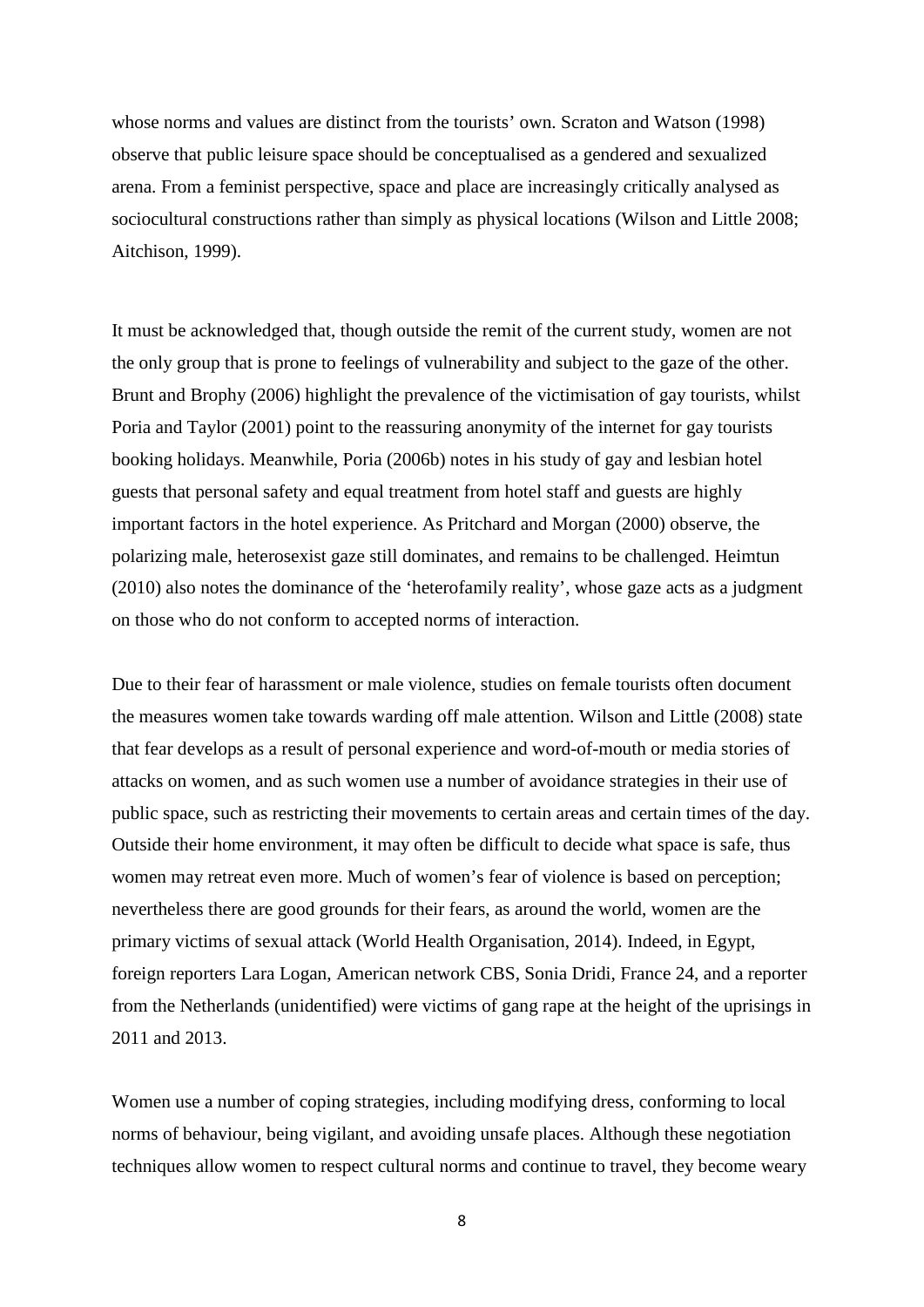whose norms and values are distinct from the tourists' own. Scraton and Watson (1998) observe that public leisure space should be conceptualised as a gendered and sexualized arena. From a feminist perspective, space and place are increasingly critically analysed as sociocultural constructions rather than simply as physical locations (Wilson and Little 2008; Aitchison, 1999).

It must be acknowledged that, though outside the remit of the current study, women are not the only group that is prone to feelings of vulnerability and subject to the gaze of the other. Brunt and Brophy (2006) highlight the prevalence of the victimisation of gay tourists, whilst Poria and Taylor (2001) point to the reassuring anonymity of the internet for gay tourists booking holidays. Meanwhile, Poria (2006b) notes in his study of gay and lesbian hotel guests that personal safety and equal treatment from hotel staff and guests are highly important factors in the hotel experience. As Pritchard and Morgan (2000) observe, the polarizing male, heterosexist gaze still dominates, and remains to be challenged. Heimtun (2010) also notes the dominance of the 'heterofamily reality', whose gaze acts as a judgment on those who do not conform to accepted norms of interaction.

Due to their fear of harassment or male violence, studies on female tourists often document the measures women take towards warding off male attention. Wilson and Little (2008) state that fear develops as a result of personal experience and word-of-mouth or media stories of attacks on women, and as such women use a number of avoidance strategies in their use of public space, such as restricting their movements to certain areas and certain times of the day. Outside their home environment, it may often be difficult to decide what space is safe, thus women may retreat even more. Much of women's fear of violence is based on perception; nevertheless there are good grounds for their fears, as around the world, women are the primary victims of sexual attack (World Health Organisation, 2014). Indeed, in Egypt, foreign reporters Lara Logan, American network CBS, Sonia Dridi, France 24, and a reporter from the Netherlands (unidentified) were victims of gang rape at the height of the uprisings in 2011 and 2013.

Women use a number of coping strategies, including modifying dress, conforming to local norms of behaviour, being vigilant, and avoiding unsafe places. Although these negotiation techniques allow women to respect cultural norms and continue to travel, they become weary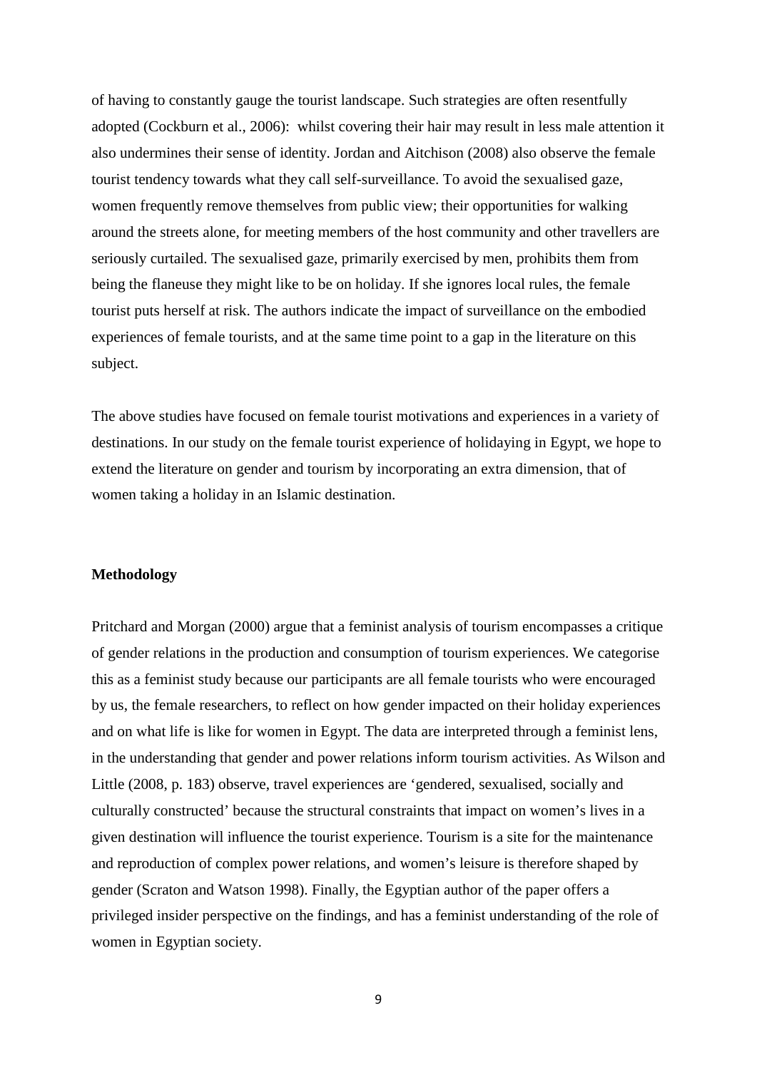of having to constantly gauge the tourist landscape. Such strategies are often resentfully adopted (Cockburn et al., 2006): whilst covering their hair may result in less male attention it also undermines their sense of identity. Jordan and Aitchison (2008) also observe the female tourist tendency towards what they call self-surveillance. To avoid the sexualised gaze, women frequently remove themselves from public view; their opportunities for walking around the streets alone, for meeting members of the host community and other travellers are seriously curtailed. The sexualised gaze, primarily exercised by men, prohibits them from being the flaneuse they might like to be on holiday. If she ignores local rules, the female tourist puts herself at risk. The authors indicate the impact of surveillance on the embodied experiences of female tourists, and at the same time point to a gap in the literature on this subject.

The above studies have focused on female tourist motivations and experiences in a variety of destinations. In our study on the female tourist experience of holidaying in Egypt, we hope to extend the literature on gender and tourism by incorporating an extra dimension, that of women taking a holiday in an Islamic destination.

## Methodology

Pritchard and Morgan (2000) argue that a feminist analysis of tourism encompasses a critique of gender relations in the production and consumption of tourism experiences. We categorise this as a feminist study because our participants are all female tourists who were encouraged by us, the female researchers, to reflect on how gender impacted on their holiday experiences and on what life is like for women in Egypt. The data are interpreted through a feminist lens, in the understanding that gender and power relations inform tourism activities. As Wilson and Little (2008, p. 183) observe, travel experiences are 'gendered, sexualised, socially and culturally constructed' because the structural constraints that impact on women's lives in a given destination will influence the tourist experience. Tourism is a site for the maintenance and reproduction of complex power relations, and women's leisure is therefore shaped by gender (Scraton and Watson 1998). Finally, the Egyptian author of the paper offers a privileged insider perspective on the findings, and has a feminist understanding of the role of women in Egyptian society.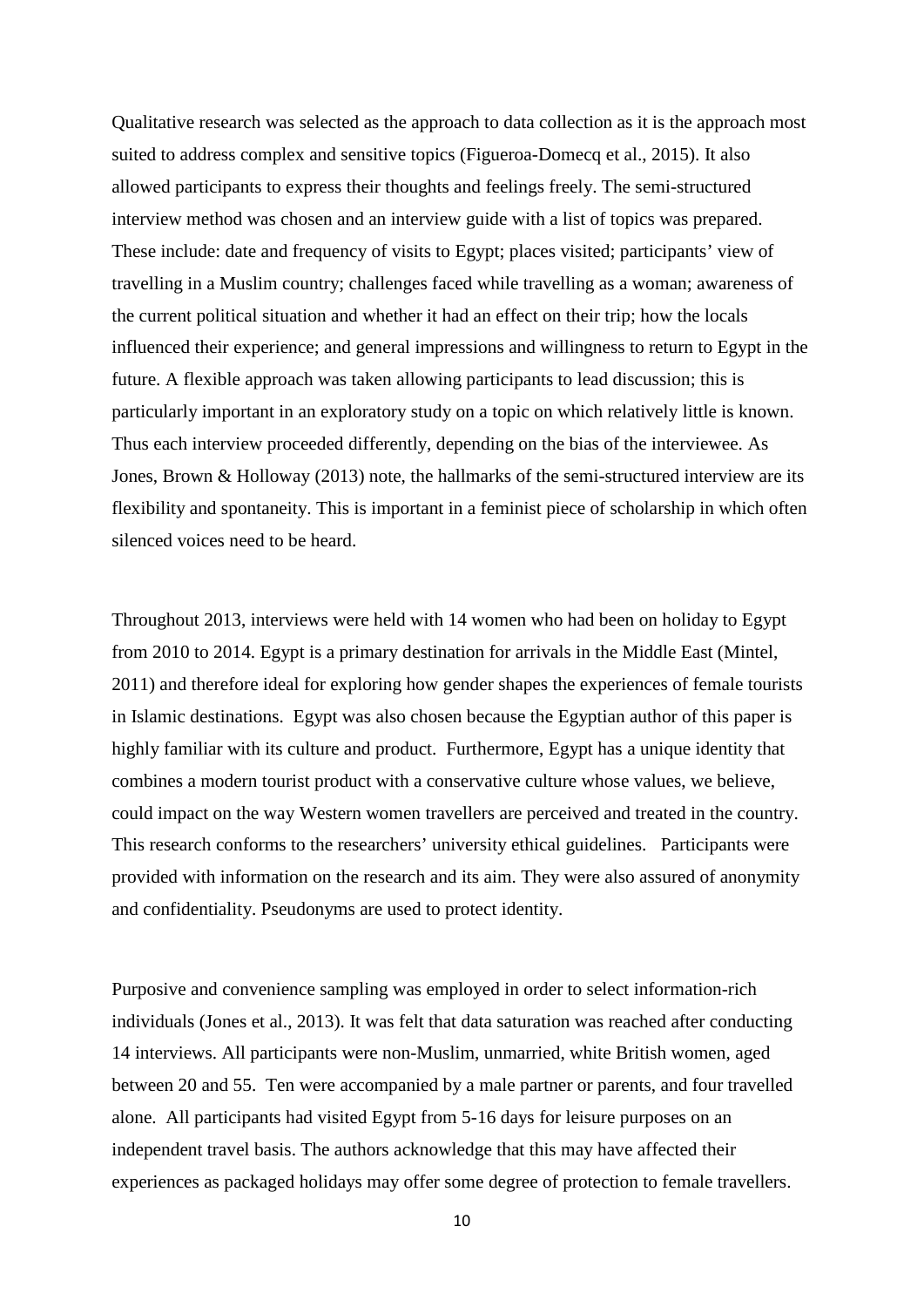Qualitative research was selected as the approach to data collection as it is the approach most suited to address complex and sensitive topics (Figueroa-Domecq et al., 2015). It also allowed participants to express their thoughts and feelings freely. The semi-structured interview method was chosen and an interview guide with a list of topics was prepared. These include: date and frequency of visits to Egypt; places visited; participants' view of travelling in a Muslim country; challenges faced while travelling as a woman; awareness of the current political situation and whether it had an effect on their trip; how the locals influenced their experience; and general impressions and willingness to return to Egypt in the future. A flexible approach was taken allowing participants to lead discussion; this is particularly important in an exploratory study on a topic on which relatively little is known. Thus each interview proceeded differently, depending on the bias of the interviewee. As Jones, Brown & Holloway (2013) note, the hallmarks of the semi-structured interview are its flexibility and spontaneity. This is important in a feminist piece of scholarship in which often silenced voices need to be heard.

Throughout 2013, interviews were held with 14 women who had been on holiday to Egypt from 2010 to 2014. Egypt is a primary destination for arrivals in the Middle East (Mintel, 2011) and therefore ideal for exploring how gender shapes the experiences of female tourists in Islamic destinations. Egypt was also chosen because the Egyptian author of this paper is highly familiar with its culture and product. Furthermore, Egypt has a unique identity that combines a modern tourist product with a conservative culture whose values, we believe, could impact on the way Western women travellers are perceived and treated in the country. This research conforms to the researchers' university ethical guidelines. Participants were provided with information on the research and its aim. They were also assured of anonymity and confidentiality. Pseudonyms are used to protect identity.

Purposive and convenience sampling was employed in order to select information-rich individuals (Jones et al., 2013). It was felt that data saturation was reached after conducting 14 interviews. All participants were non-Muslim, unmarried, white British women, aged between 20 and 55. Ten were accompanied by a male partner or parents, and four travelled alone. All participants had visited Egypt from 5-16 days for leisure purposes on an independent travel basis. The authors acknowledge that this may have affected their experiences as packaged holidays may offer some degree of protection to female travellers.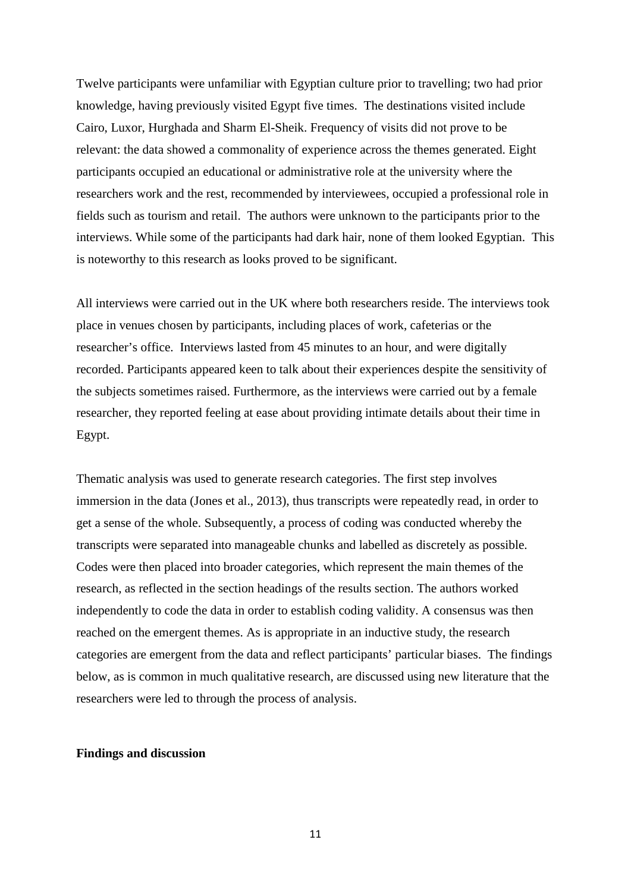Twelve participants were unfamiliar with Egyptian culture prior to travelling; two had prior knowledge, having previously visited Egypt five times. The destinations visited include Cairo, Luxor, Hurghada and Sharm El-Sheik. Frequency of visits did not prove to be relevant: the data showed a commonality of experience across the themes generated. Eight participants occupied an educational or administrative role at the university where the researchers work and the rest, recommended by interviewees, occupied a professional role in fields such as tourism and retail. The authors were unknown to the participants prior to the interviews. While some of the participants had dark hair, none of them looked Egyptian. This is noteworthy to this research as looks proved to be significant.

All interviews were carried out in the UK where both researchers reside. The interviews took place in venues chosen by participants, including places of work, cafeterias or the researcher's office. Interviews lasted from 45 minutes to an hour, and were digitally recorded. Participants appeared keen to talk about their experiences despite the sensitivity of the subjects sometimes raised. Furthermore, as the interviews were carried out by a female researcher, they reported feeling at ease about providing intimate details about their time in Egypt.

Thematic analysis was used to generate research categories. The first step involves immersion in the data (Jones et al., 2013), thus transcripts were repeatedly read, in order to get a sense of the whole. Subsequently, a process of coding was conducted whereby the transcripts were separated into manageable chunks and labelled as discretely as possible. Codes were then placed into broader categories, which represent the main themes of the research, as reflected in the section headings of the results section. The authors worked independently to code the data in order to establish coding validity. A consensus was then reached on the emergent themes. As is appropriate in an inductive study, the research categories are emergent from the data and reflect participants' particular biases. The findings below, as is common in much qualitative research, are discussed using new literature that the researchers were led to through the process of analysis.

## Findings and discussion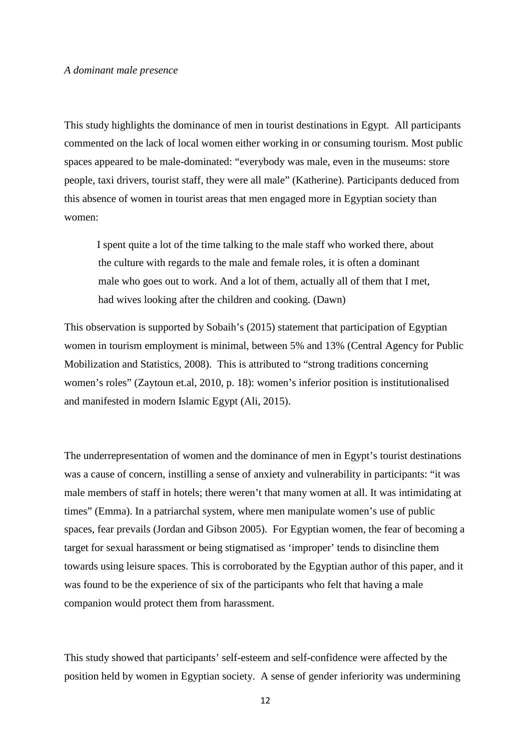*A dominant male presence*

This study highlights the dominance of men in tourist destinations in Egypt. All participants commented on the lack of local women either working in or consuming tourism. Most public spaces appeared to be male-dominated: “everybody was male, even in the museums: store people, taxi drivers, tourist staff, they were all male” (Katherine). Participants deduced from this absence of women in tourist areas that men engaged more in Egyptian society than women:

> I spent quite a lot of the time talking to the male staff who worked there, about the culture with regards to the male and female roles, it is often a dominant male who goes out to work. And a lot of them, actually all of them that I met, had wives looking after the children and cooking. (Dawn)

This observation is supported by Sobaih’s (2015) statement that participation of Egyptian women in tourism employment is minimal, between 5% and 13% (Central Agency for Public Mobilization and Statistics, 2008). This is attributed to “strong traditions concerning women’s roles” (Zaytoun et.al, 2010, p. 18): women’s inferior position is institutionalised and manifested in modern Islamic Egypt (Ali, 2015).

The underrepresentation of women and the dominance of men in Egypt’s tourist destinations was a cause of concern, instilling a sense of anxiety and vulnerability in participants: “it was male members of staff in hotels; there weren’t that many women at all. It was intimidating at times” (Emma). In a patriarchal system, where men manipulate women’s use of public spaces, fear prevails (Jordan and Gibson 2005). For Egyptian women, the fear of becoming a target for sexual harassment or being stigmatised as ‘improper’ tends to disincline them towards using leisure spaces. This is corroborated by the Egyptian author of this paper, and it was found to be the experience of six of the participants who felt that having a male companion would protect them from harassment.

This study showed that participants’ self-esteem and self-confidence were affected by the position held by women in Egyptian society. A sense of gender inferiority was undermining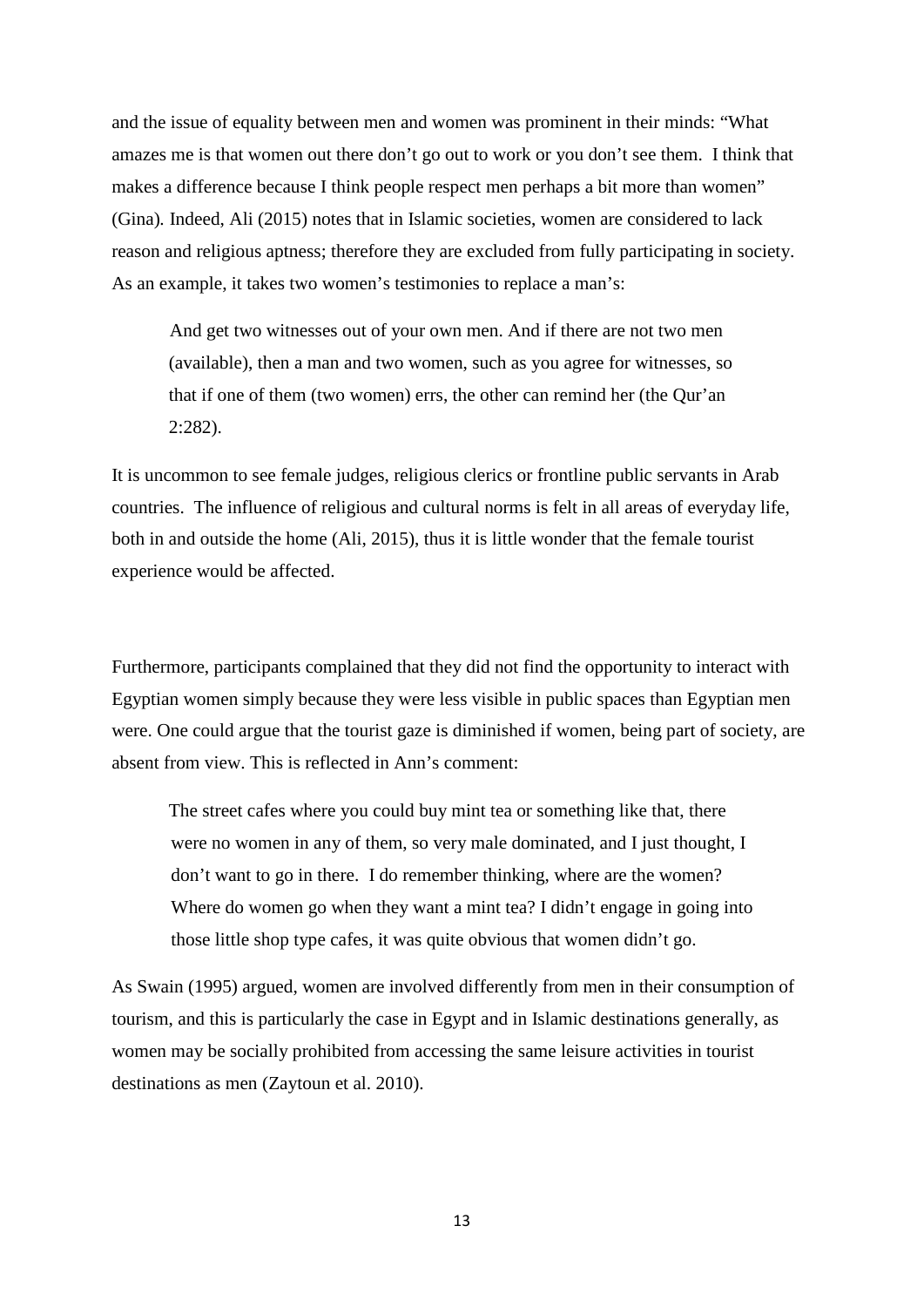and the issue of equality between men and women was prominent in their minds: "What amazes me is that women out there don't go out to work or you don't see them. I think that makes a difference because I think people respect men perhaps a bit more than women" (Gina)*.* Indeed, Ali (2015) notes that in Islamic societies, women are considered to lack reason and religious aptness; therefore they are excluded from fully participating in society. As an example, it takes two women's testimonies to replace a man's:

> And get two witnesses out of your own men. And if there are not two men (available), then a man and two women, such as you agree for witnesses, so that if one of them (two women) errs, the other can remind her (the Qur'an 2:282).

It is uncommon to see female judges, religious clerics or frontline public servants in Arab countries. The influence of religious and cultural norms is felt in all areas of everyday life, both in and outside the home (Ali, 2015), thus it is little wonder that the female tourist experience would be affected.

Furthermore, participants complained that they did not find the opportunity to interact with Egyptian women simply because they were less visible in public spaces than Egyptian men were. One could argue that the tourist gaze is diminished if women, being part of society, are absent from view. This is reflected in Ann's comment:

> The street cafes where you could buy mint tea or something like that, there were no women in any of them, so very male dominated, and I just thought, I don't want to go in there. I do remember thinking, where are the women? Where do women go when they want a mint tea? I didn't engage in going into those little shop type cafes, it was quite obvious that women didn't go.

As Swain (1995) argued, women are involved differently from men in their consumption of tourism, and this is particularly the case in Egypt and in Islamic destinations generally, as women may be socially prohibited from accessing the same leisure activities in tourist destinations as men (Zaytoun et al. 2010).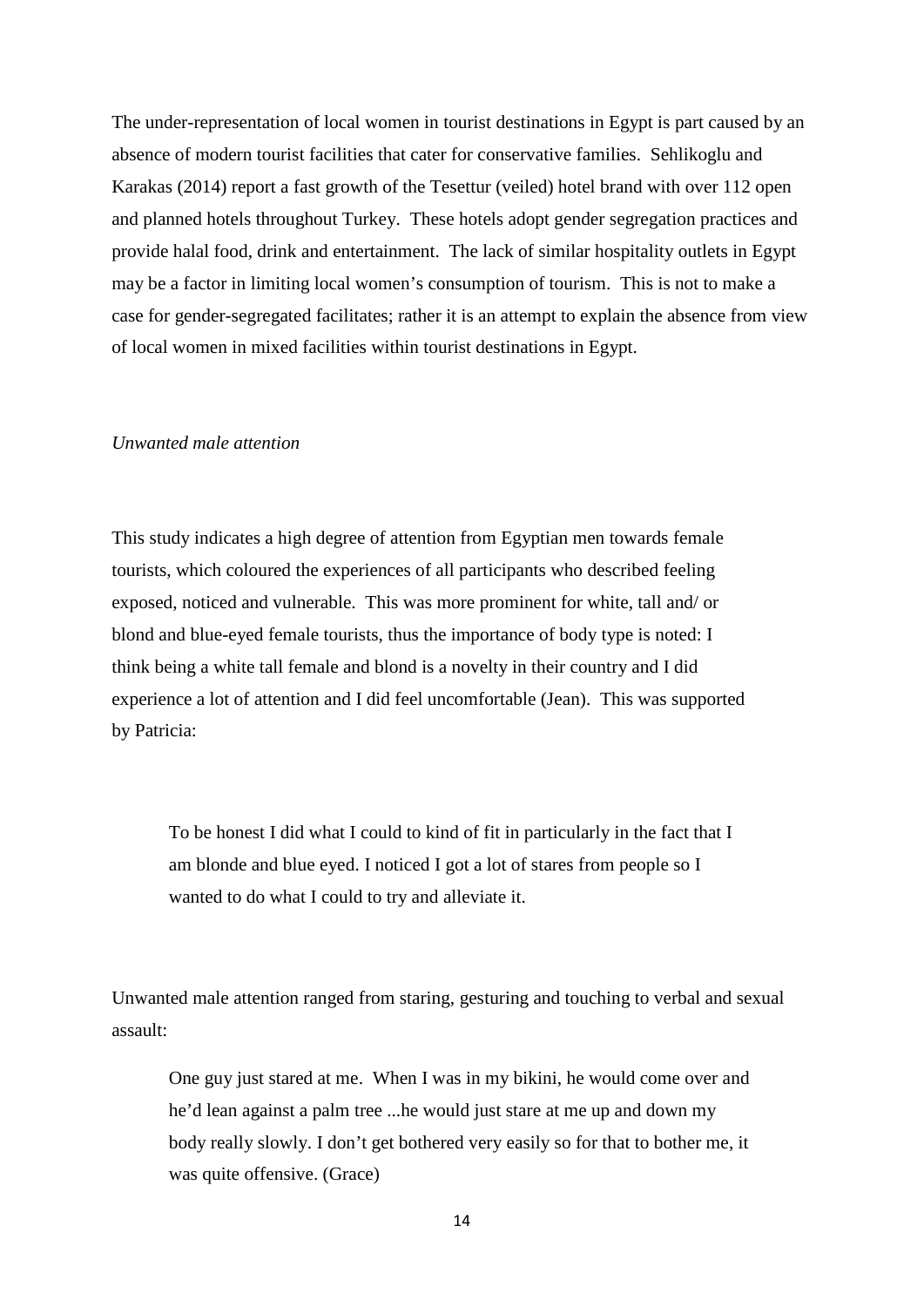The under-representation of local women in tourist destinations in Egypt is part caused by an absence of modern tourist facilities that cater for conservative families. Sehlikoglu and Karakas (2014) report a fast growth of the Tesettur (veiled) hotel brand with over 112 open and planned hotels throughout Turkey. These hotels adopt gender segregation practices and provide halal food, drink and entertainment. The lack of similar hospitality outlets in Egypt may be a factor in limiting local women's consumption of tourism. This is not to make a case for gender-segregated facilitates; rather it is an attempt to explain the absence from view of local women in mixed facilities within tourist destinations in Egypt.

*Unwanted male attention*

This study indicates a high degree of attention from Egyptian men towards female tourists, which coloured the experiences of all participants who described feeling exposed, noticed and vulnerable. This was more prominent for white, tall and/ or blond and blue-eyed female tourists, thus the importance of body type is noted: I think being a white tall female and blond is a novelty in their country and I did experience a lot of attention and I did feel uncomfortable (Jean). This was supported by Patricia:

> To be honest I did what I could to kind of fit in particularly in the fact that I am blonde and blue eyed. I noticed I got a lot of stares from people so I wanted to do what I could to try and alleviate it.

Unwanted male attention ranged from staring, gesturing and touching to verbal and sexual assault:

> One guy just stared at me. When I was in my bikini, he would come over and he'd lean against a palm tree ...he would just stare at me up and down my body really slowly. I don't get bothered very easily so for that to bother me, it was quite offensive. (Grace)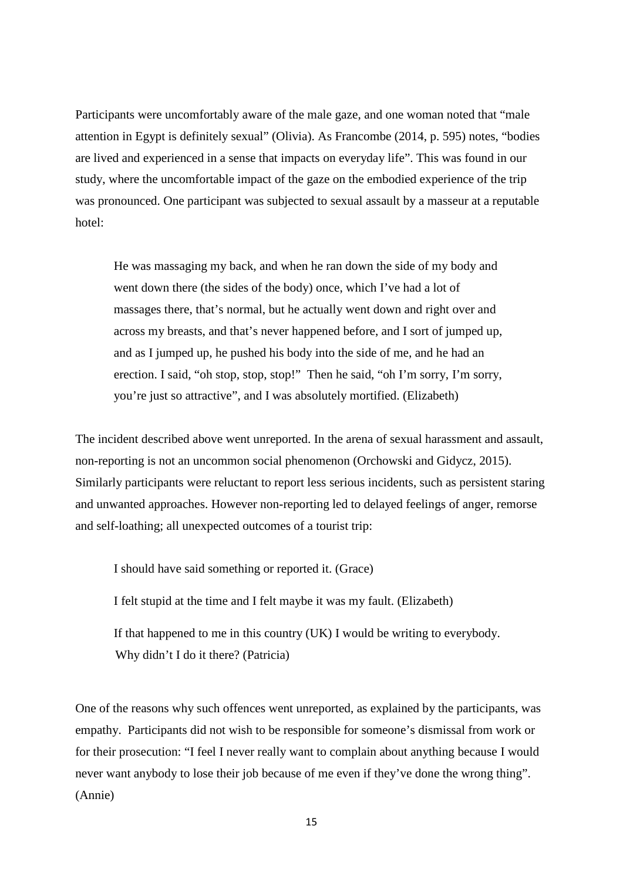Participants were uncomfortably aware of the male gaze, and one woman noted that "male attention in Egypt is definitely sexual" (Olivia). As Francombe (2014, p. 595) notes, "bodies are lived and experienced in a sense that impacts on everyday life". This was found in our study, where the uncomfortable impact of the gaze on the embodied experience of the trip was pronounced. One participant was subjected to sexual assault by a masseur at a reputable hotel:

> He was massaging my back, and when he ran down the side of my body and went down there (the sides of the body) once, which I've had a lot of massages there, that's normal, but he actually went down and right over and across my breasts, and that's never happened before, and I sort of jumped up, and as I jumped up, he pushed his body into the side of me, and he had an erection. I said, "oh stop, stop, stop!" Then he said, "oh I'm sorry, I'm sorry, you're just so attractive", and I was absolutely mortified. (Elizabeth)

The incident described above went unreported. In the arena of sexual harassment and assault, non-reporting is not an uncommon social phenomenon (Orchowski and Gidycz, 2015). Similarly participants were reluctant to report less serious incidents, such as persistent staring and unwanted approaches. However non-reporting led to delayed feelings of anger, remorse and self-loathing; all unexpected outcomes of a tourist trip:

> I should have said something or reported it. (Grace)
>
> I felt stupid at the time and I felt maybe it was my fault. (Elizabeth)
>
> If that happened to me in this country (UK) I would be writing to everybody. Why didn't I do it there? (Patricia)

One of the reasons why such offences went unreported, as explained by the participants, was empathy. Participants did not wish to be responsible for someone's dismissal from work or for their prosecution: "I feel I never really want to complain about anything because I would never want anybody to lose their job because of me even if they've done the wrong thing". (Annie)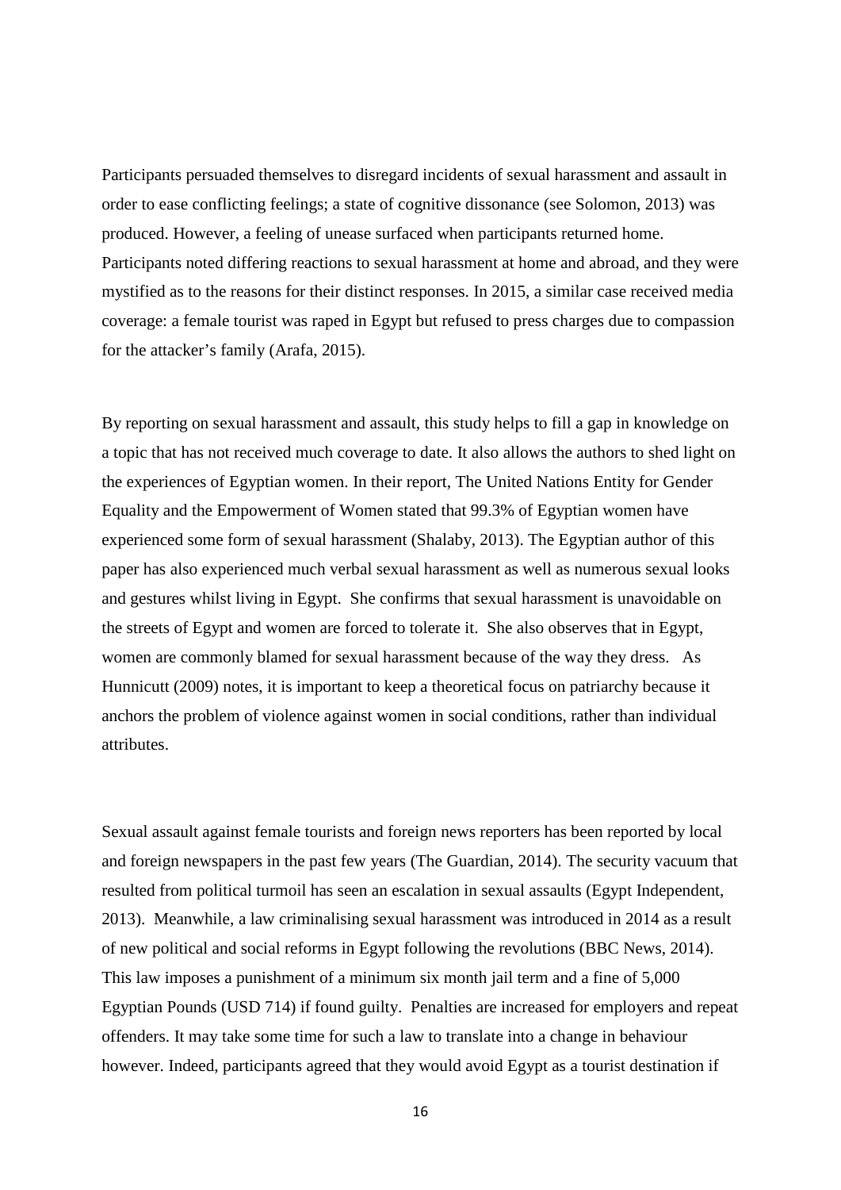Participants persuaded themselves to disregard incidents of sexual harassment and assault in order to ease conflicting feelings; a state of cognitive dissonance (see Solomon, 2013) was produced. However, a feeling of unease surfaced when participants returned home. Participants noted differing reactions to sexual harassment at home and abroad, and they were mystified as to the reasons for their distinct responses. In 2015, a similar case received media coverage: a female tourist was raped in Egypt but refused to press charges due to compassion for the attacker's family (Arafa, 2015).

By reporting on sexual harassment and assault, this study helps to fill a gap in knowledge on a topic that has not received much coverage to date. It also allows the authors to shed light on the experiences of Egyptian women. In their report, The United Nations Entity for Gender Equality and the Empowerment of Women stated that 99.3% of Egyptian women have experienced some form of sexual harassment (Shalaby, 2013). The Egyptian author of this paper has also experienced much verbal sexual harassment as well as numerous sexual looks and gestures whilst living in Egypt. She confirms that sexual harassment is unavoidable on the streets of Egypt and women are forced to tolerate it. She also observes that in Egypt, women are commonly blamed for sexual harassment because of the way they dress. As Hunnicutt (2009) notes, it is important to keep a theoretical focus on patriarchy because it anchors the problem of violence against women in social conditions, rather than individual attributes.

Sexual assault against female tourists and foreign news reporters has been reported by local and foreign newspapers in the past few years (The Guardian, 2014). The security vacuum that resulted from political turmoil has seen an escalation in sexual assaults (Egypt Independent, 2013). Meanwhile, a law criminalising sexual harassment was introduced in 2014 as a result of new political and social reforms in Egypt following the revolutions (BBC News, 2014). This law imposes a punishment of a minimum six month jail term and a fine of 5,000 Egyptian Pounds (USD 714) if found guilty. Penalties are increased for employers and repeat offenders. It may take some time for such a law to translate into a change in behaviour however. Indeed, participants agreed that they would avoid Egypt as a tourist destination if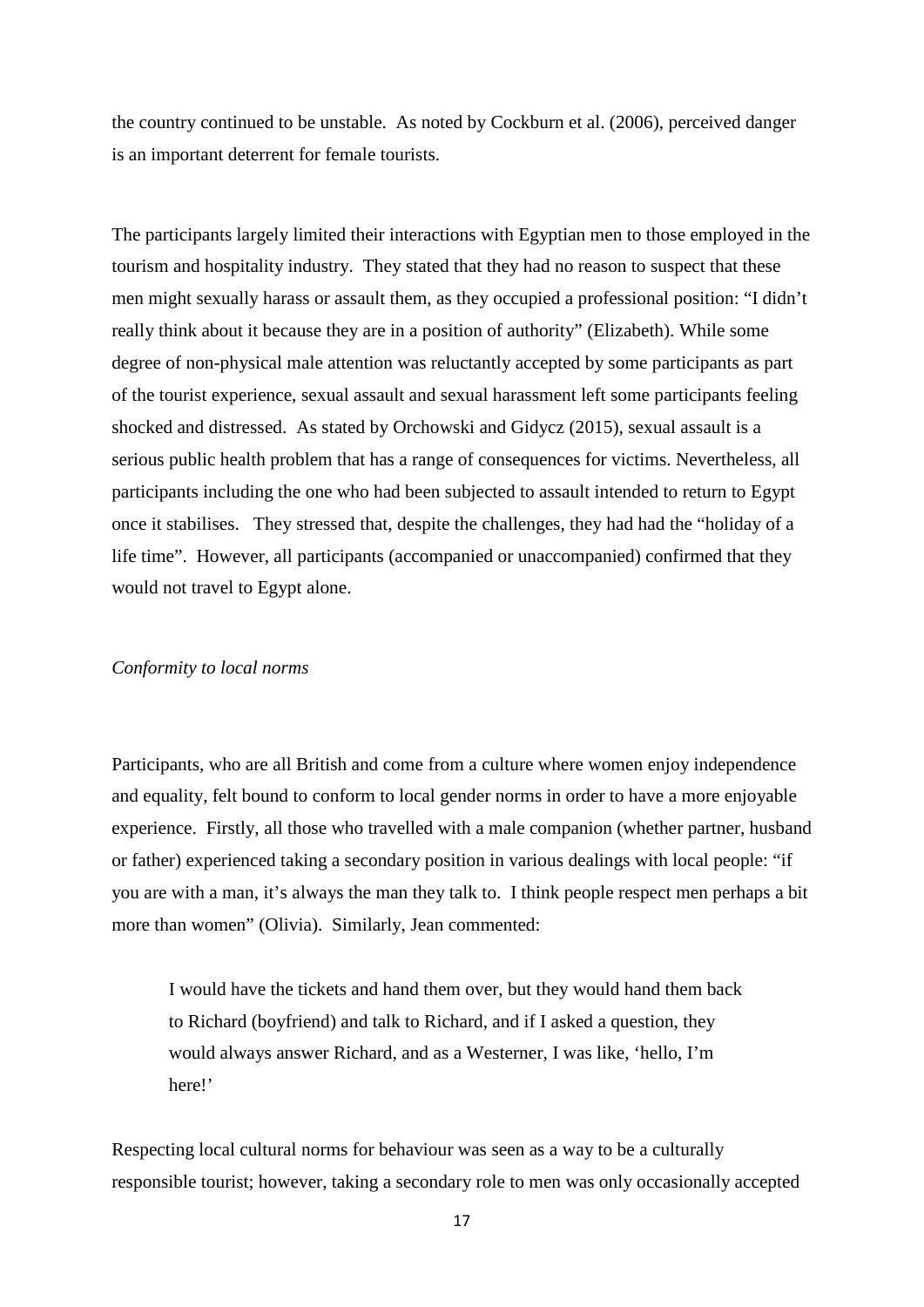the country continued to be unstable. As noted by Cockburn et al. (2006), perceived danger is an important deterrent for female tourists.

The participants largely limited their interactions with Egyptian men to those employed in the tourism and hospitality industry. They stated that they had no reason to suspect that these men might sexually harass or assault them, as they occupied a professional position: “I didn’t really think about it because they are in a position of authority” (Elizabeth). While some degree of non-physical male attention was reluctantly accepted by some participants as part of the tourist experience, sexual assault and sexual harassment left some participants feeling shocked and distressed. As stated by Orchowski and Gidycz (2015), sexual assault is a serious public health problem that has a range of consequences for victims. Nevertheless, all participants including the one who had been subjected to assault intended to return to Egypt once it stabilises. They stressed that, despite the challenges, they had had the “holiday of a life time”. However, all participants (accompanied or unaccompanied) confirmed that they would not travel to Egypt alone.

*Conformity to local norms*

Participants, who are all British and come from a culture where women enjoy independence and equality, felt bound to conform to local gender norms in order to have a more enjoyable experience. Firstly, all those who travelled with a male companion (whether partner, husband or father) experienced taking a secondary position in various dealings with local people: “if you are with a man, it’s always the man they talk to. I think people respect men perhaps a bit more than women” (Olivia). Similarly, Jean commented:

> I would have the tickets and hand them over, but they would hand them back to Richard (boyfriend) and talk to Richard, and if I asked a question, they would always answer Richard, and as a Westerner, I was like, ‘hello, I’m here!’

Respecting local cultural norms for behaviour was seen as a way to be a culturally responsible tourist; however, taking a secondary role to men was only occasionally accepted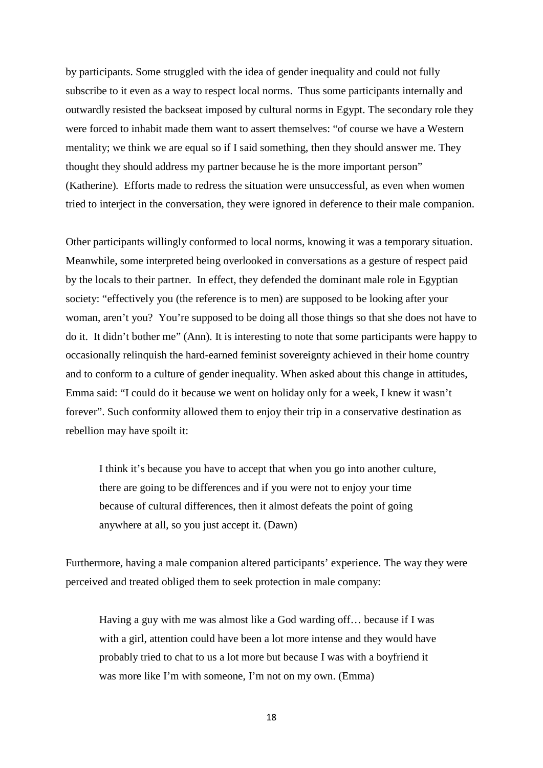by participants. Some struggled with the idea of gender inequality and could not fully subscribe to it even as a way to respect local norms. Thus some participants internally and outwardly resisted the backseat imposed by cultural norms in Egypt. The secondary role they were forced to inhabit made them want to assert themselves: "of course we have a Western mentality; we think we are equal so if I said something, then they should answer me. They thought they should address my partner because he is the more important person" (Katherine). Efforts made to redress the situation were unsuccessful, as even when women tried to interject in the conversation, they were ignored in deference to their male companion.

Other participants willingly conformed to local norms, knowing it was a temporary situation. Meanwhile, some interpreted being overlooked in conversations as a gesture of respect paid by the locals to their partner. In effect, they defended the dominant male role in Egyptian society: "effectively you (the reference is to men) are supposed to be looking after your woman, aren't you? You're supposed to be doing all those things so that she does not have to do it. It didn't bother me" (Ann). It is interesting to note that some participants were happy to occasionally relinquish the hard-earned feminist sovereignty achieved in their home country and to conform to a culture of gender inequality. When asked about this change in attitudes, Emma said: "I could do it because we went on holiday only for a week, I knew it wasn't forever". Such conformity allowed them to enjoy their trip in a conservative destination as rebellion may have spoilt it:

> I think it's because you have to accept that when you go into another culture, there are going to be differences and if you were not to enjoy your time because of cultural differences, then it almost defeats the point of going anywhere at all, so you just accept it. (Dawn)

Furthermore, having a male companion altered participants' experience. The way they were perceived and treated obliged them to seek protection in male company:

> Having a guy with me was almost like a God warding off… because if I was with a girl, attention could have been a lot more intense and they would have probably tried to chat to us a lot more but because I was with a boyfriend it was more like I'm with someone, I'm not on my own. (Emma)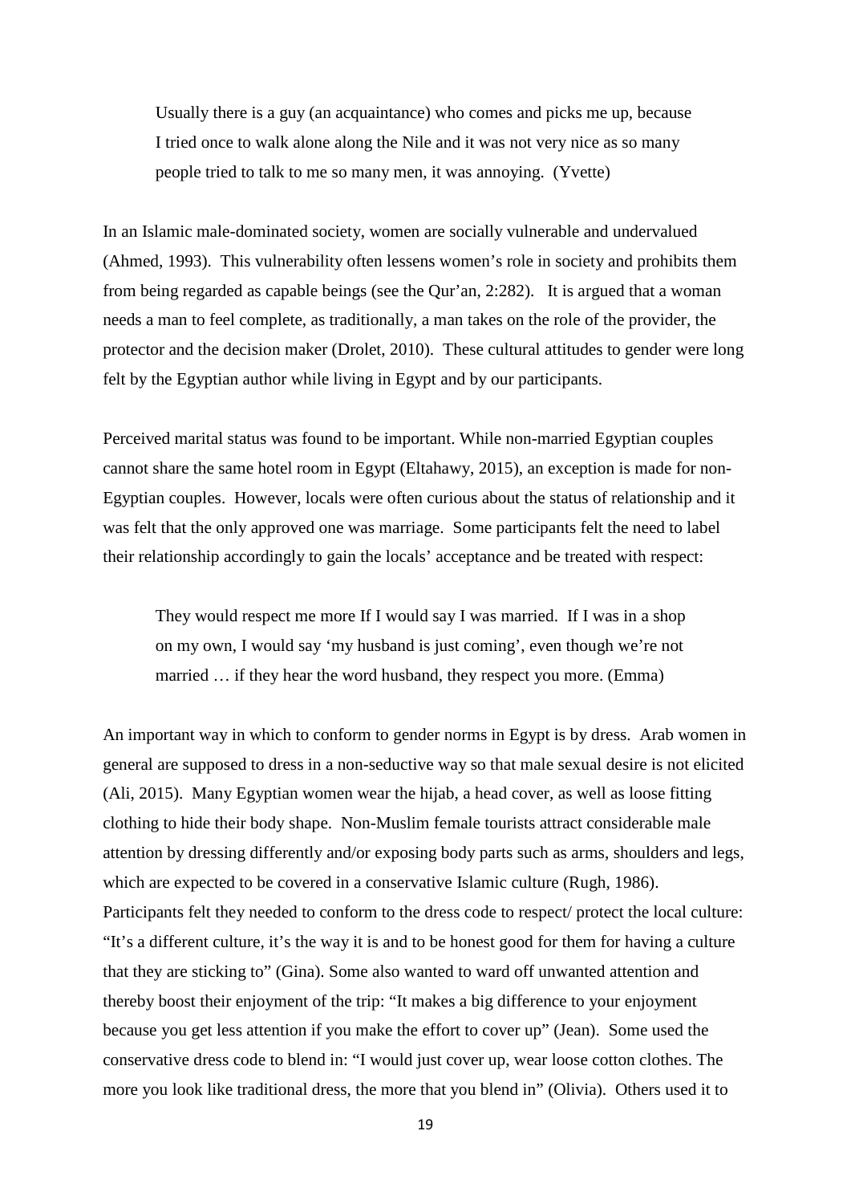> Usually there is a guy (an acquaintance) who comes and picks me up, because I tried once to walk alone along the Nile and it was not very nice as so many people tried to talk to me so many men, it was annoying. (Yvette)

In an Islamic male-dominated society, women are socially vulnerable and undervalued (Ahmed, 1993). This vulnerability often lessens women's role in society and prohibits them from being regarded as capable beings (see the Qur'an, 2:282). It is argued that a woman needs a man to feel complete, as traditionally, a man takes on the role of the provider, the protector and the decision maker (Drolet, 2010). These cultural attitudes to gender were long felt by the Egyptian author while living in Egypt and by our participants.

Perceived marital status was found to be important. While non-married Egyptian couples cannot share the same hotel room in Egypt (Eltahawy, 2015), an exception is made for non-Egyptian couples. However, locals were often curious about the status of relationship and it was felt that the only approved one was marriage. Some participants felt the need to label their relationship accordingly to gain the locals' acceptance and be treated with respect:

> They would respect me more If I would say I was married. If I was in a shop on my own, I would say 'my husband is just coming', even though we're not married … if they hear the word husband, they respect you more. (Emma)

An important way in which to conform to gender norms in Egypt is by dress. Arab women in general are supposed to dress in a non-seductive way so that male sexual desire is not elicited (Ali, 2015). Many Egyptian women wear the hijab, a head cover, as well as loose fitting clothing to hide their body shape. Non-Muslim female tourists attract considerable male attention by dressing differently and/or exposing body parts such as arms, shoulders and legs, which are expected to be covered in a conservative Islamic culture (Rugh, 1986). Participants felt they needed to conform to the dress code to respect/ protect the local culture: "It's a different culture, it's the way it is and to be honest good for them for having a culture that they are sticking to" (Gina). Some also wanted to ward off unwanted attention and thereby boost their enjoyment of the trip: "It makes a big difference to your enjoyment because you get less attention if you make the effort to cover up" (Jean). Some used the conservative dress code to blend in: "I would just cover up, wear loose cotton clothes. The more you look like traditional dress, the more that you blend in" (Olivia). Others used it to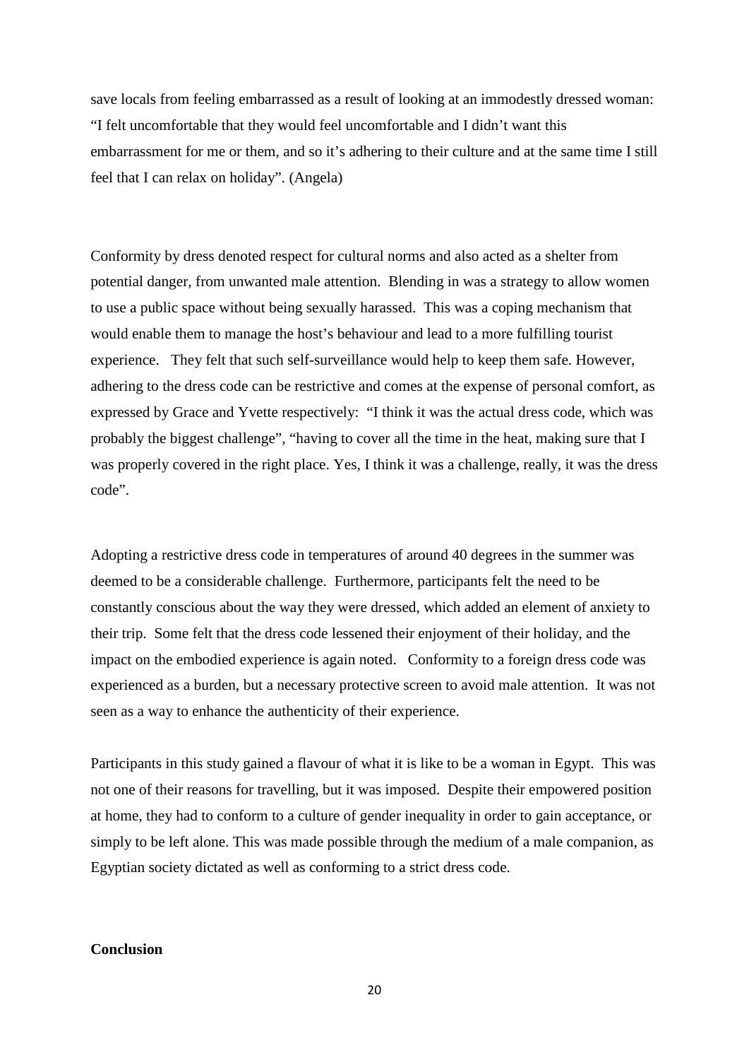save locals from feeling embarrassed as a result of looking at an immodestly dressed woman: “I felt uncomfortable that they would feel uncomfortable and I didn’t want this embarrassment for me or them, and so it’s adhering to their culture and at the same time I still feel that I can relax on holiday”. (Angela)

Conformity by dress denoted respect for cultural norms and also acted as a shelter from potential danger, from unwanted male attention. Blending in was a strategy to allow women to use a public space without being sexually harassed. This was a coping mechanism that would enable them to manage the host’s behaviour and lead to a more fulfilling tourist experience. They felt that such self-surveillance would help to keep them safe. However, adhering to the dress code can be restrictive and comes at the expense of personal comfort, as expressed by Grace and Yvette respectively: “I think it was the actual dress code, which was probably the biggest challenge”, “having to cover all the time in the heat, making sure that I was properly covered in the right place. Yes, I think it was a challenge, really, it was the dress code”.

Adopting a restrictive dress code in temperatures of around 40 degrees in the summer was deemed to be a considerable challenge. Furthermore, participants felt the need to be constantly conscious about the way they were dressed, which added an element of anxiety to their trip. Some felt that the dress code lessened their enjoyment of their holiday, and the impact on the embodied experience is again noted. Conformity to a foreign dress code was experienced as a burden, but a necessary protective screen to avoid male attention. It was not seen as a way to enhance the authenticity of their experience.

Participants in this study gained a flavour of what it is like to be a woman in Egypt. This was not one of their reasons for travelling, but it was imposed. Despite their empowered position at home, they had to conform to a culture of gender inequality in order to gain acceptance, or simply to be left alone. This was made possible through the medium of a male companion, as Egyptian society dictated as well as conforming to a strict dress code.

**Conclusion**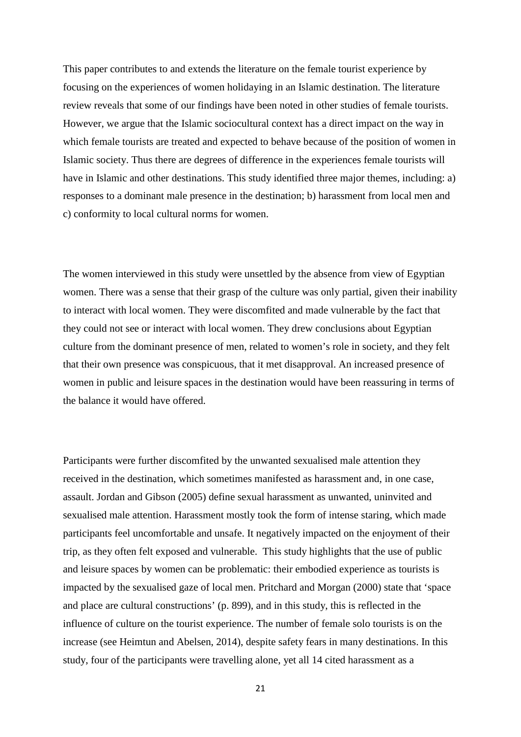This paper contributes to and extends the literature on the female tourist experience by focusing on the experiences of women holidaying in an Islamic destination. The literature review reveals that some of our findings have been noted in other studies of female tourists. However, we argue that the Islamic sociocultural context has a direct impact on the way in which female tourists are treated and expected to behave because of the position of women in Islamic society. Thus there are degrees of difference in the experiences female tourists will have in Islamic and other destinations. This study identified three major themes, including: a) responses to a dominant male presence in the destination; b) harassment from local men and c) conformity to local cultural norms for women.

The women interviewed in this study were unsettled by the absence from view of Egyptian women. There was a sense that their grasp of the culture was only partial, given their inability to interact with local women. They were discomfited and made vulnerable by the fact that they could not see or interact with local women. They drew conclusions about Egyptian culture from the dominant presence of men, related to women's role in society, and they felt that their own presence was conspicuous, that it met disapproval. An increased presence of women in public and leisure spaces in the destination would have been reassuring in terms of the balance it would have offered.

Participants were further discomfited by the unwanted sexualised male attention they received in the destination, which sometimes manifested as harassment and, in one case, assault. Jordan and Gibson (2005) define sexual harassment as unwanted, uninvited and sexualised male attention. Harassment mostly took the form of intense staring, which made participants feel uncomfortable and unsafe. It negatively impacted on the enjoyment of their trip, as they often felt exposed and vulnerable. This study highlights that the use of public and leisure spaces by women can be problematic: their embodied experience as tourists is impacted by the sexualised gaze of local men. Pritchard and Morgan (2000) state that 'space and place are cultural constructions' (p. 899), and in this study, this is reflected in the influence of culture on the tourist experience. The number of female solo tourists is on the increase (see Heimtun and Abelsen, 2014), despite safety fears in many destinations. In this study, four of the participants were travelling alone, yet all 14 cited harassment as a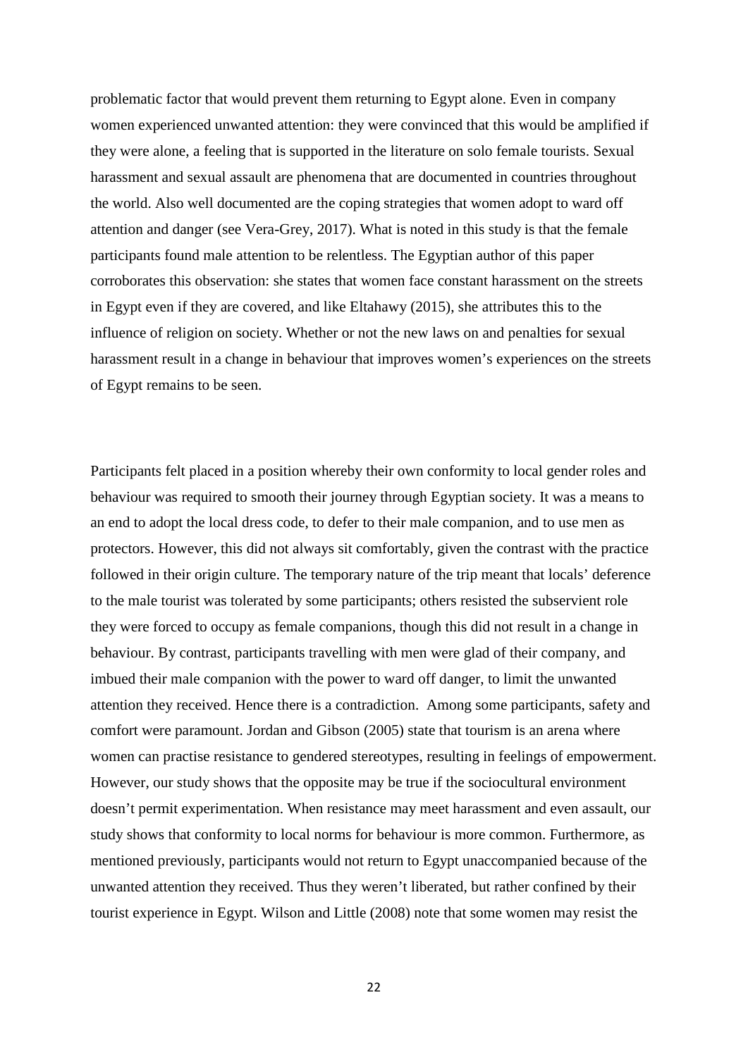problematic factor that would prevent them returning to Egypt alone. Even in company women experienced unwanted attention: they were convinced that this would be amplified if they were alone, a feeling that is supported in the literature on solo female tourists. Sexual harassment and sexual assault are phenomena that are documented in countries throughout the world. Also well documented are the coping strategies that women adopt to ward off attention and danger (see Vera-Grey, 2017). What is noted in this study is that the female participants found male attention to be relentless. The Egyptian author of this paper corroborates this observation: she states that women face constant harassment on the streets in Egypt even if they are covered, and like Eltahawy (2015), she attributes this to the influence of religion on society. Whether or not the new laws on and penalties for sexual harassment result in a change in behaviour that improves women's experiences on the streets of Egypt remains to be seen.

Participants felt placed in a position whereby their own conformity to local gender roles and behaviour was required to smooth their journey through Egyptian society. It was a means to an end to adopt the local dress code, to defer to their male companion, and to use men as protectors. However, this did not always sit comfortably, given the contrast with the practice followed in their origin culture. The temporary nature of the trip meant that locals' deference to the male tourist was tolerated by some participants; others resisted the subservient role they were forced to occupy as female companions, though this did not result in a change in behaviour. By contrast, participants travelling with men were glad of their company, and imbued their male companion with the power to ward off danger, to limit the unwanted attention they received. Hence there is a contradiction. Among some participants, safety and comfort were paramount. Jordan and Gibson (2005) state that tourism is an arena where women can practise resistance to gendered stereotypes, resulting in feelings of empowerment. However, our study shows that the opposite may be true if the sociocultural environment doesn't permit experimentation. When resistance may meet harassment and even assault, our study shows that conformity to local norms for behaviour is more common. Furthermore, as mentioned previously, participants would not return to Egypt unaccompanied because of the unwanted attention they received. Thus they weren't liberated, but rather confined by their tourist experience in Egypt. Wilson and Little (2008) note that some women may resist the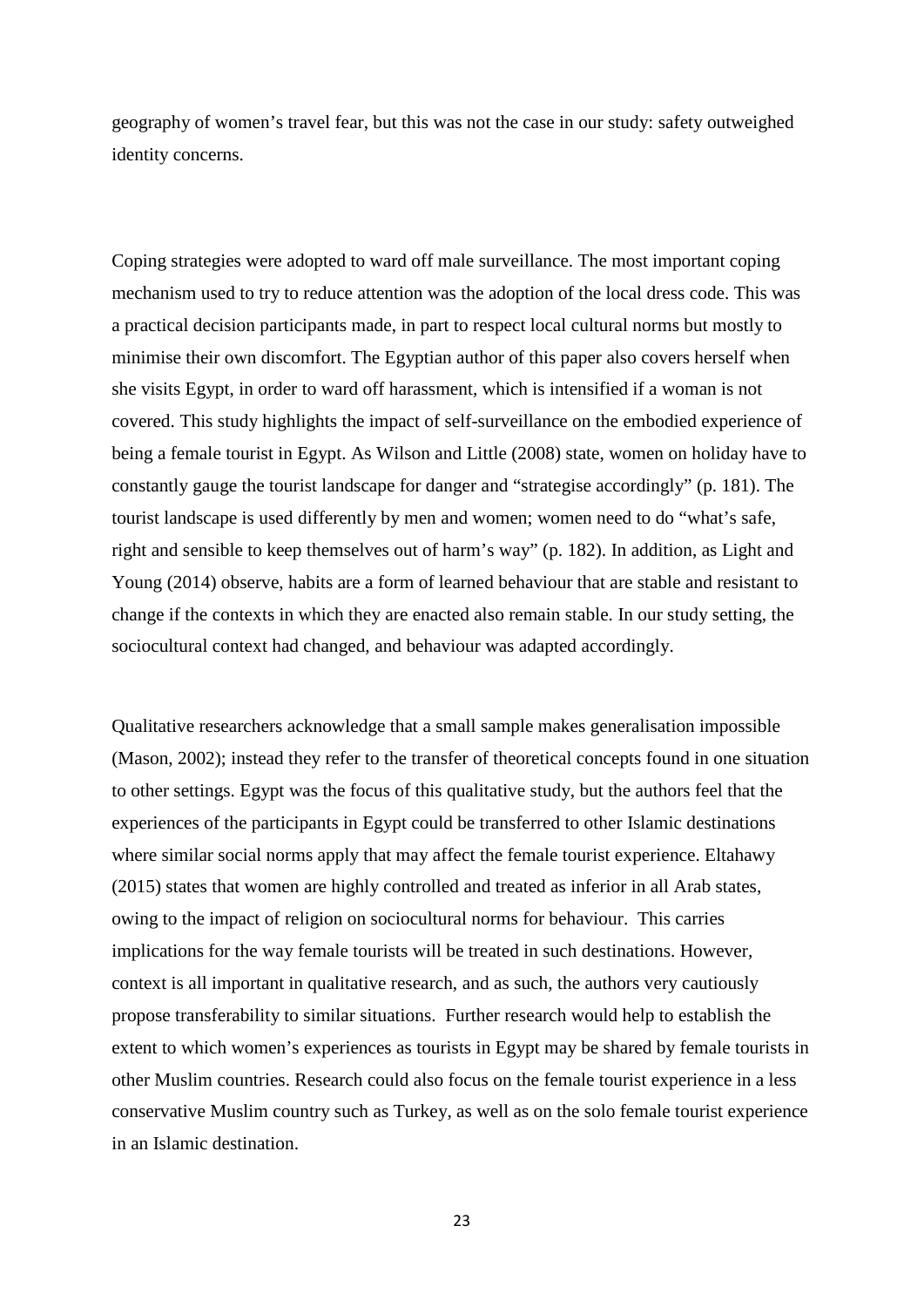geography of women's travel fear, but this was not the case in our study: safety outweighed identity concerns.

Coping strategies were adopted to ward off male surveillance. The most important coping mechanism used to try to reduce attention was the adoption of the local dress code. This was a practical decision participants made, in part to respect local cultural norms but mostly to minimise their own discomfort. The Egyptian author of this paper also covers herself when she visits Egypt, in order to ward off harassment, which is intensified if a woman is not covered. This study highlights the impact of self-surveillance on the embodied experience of being a female tourist in Egypt. As Wilson and Little (2008) state, women on holiday have to constantly gauge the tourist landscape for danger and "strategise accordingly" (p. 181). The tourist landscape is used differently by men and women; women need to do "what's safe, right and sensible to keep themselves out of harm's way" (p. 182). In addition, as Light and Young (2014) observe, habits are a form of learned behaviour that are stable and resistant to change if the contexts in which they are enacted also remain stable. In our study setting, the sociocultural context had changed, and behaviour was adapted accordingly.

Qualitative researchers acknowledge that a small sample makes generalisation impossible (Mason, 2002); instead they refer to the transfer of theoretical concepts found in one situation to other settings. Egypt was the focus of this qualitative study, but the authors feel that the experiences of the participants in Egypt could be transferred to other Islamic destinations where similar social norms apply that may affect the female tourist experience. Eltahawy (2015) states that women are highly controlled and treated as inferior in all Arab states, owing to the impact of religion on sociocultural norms for behaviour. This carries implications for the way female tourists will be treated in such destinations. However, context is all important in qualitative research, and as such, the authors very cautiously propose transferability to similar situations. Further research would help to establish the extent to which women's experiences as tourists in Egypt may be shared by female tourists in other Muslim countries. Research could also focus on the female tourist experience in a less conservative Muslim country such as Turkey, as well as on the solo female tourist experience in an Islamic destination.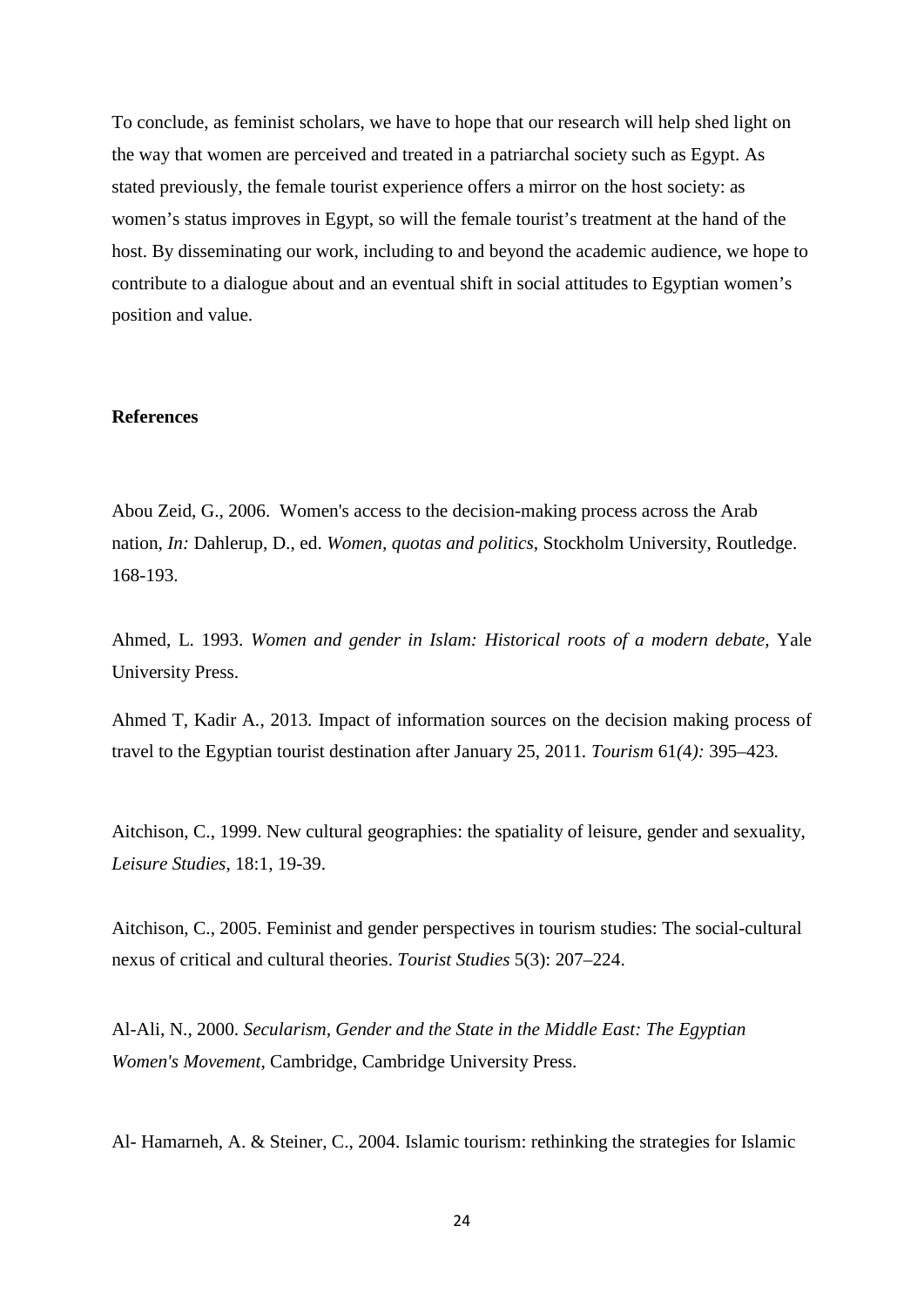To conclude, as feminist scholars, we have to hope that our research will help shed light on the way that women are perceived and treated in a patriarchal society such as Egypt. As stated previously, the female tourist experience offers a mirror on the host society: as women's status improves in Egypt, so will the female tourist's treatment at the hand of the host. By disseminating our work, including to and beyond the academic audience, we hope to contribute to a dialogue about and an eventual shift in social attitudes to Egyptian women's position and value.

**References**

Abou Zeid, G., 2006. Women's access to the decision-making process across the Arab nation, *In:* Dahlerup, D., ed. *Women, quotas and politics*, Stockholm University, Routledge. 168-193.

Ahmed, L. 1993. *Women and gender in Islam: Historical roots of a modern debate*, Yale University Press.

Ahmed T, Kadir A., 2013. Impact of information sources on the decision making process of travel to the Egyptian tourist destination after January 25, 2011. *Tourism* 61*(*4*):* 395–423.

Aitchison, C., 1999. New cultural geographies: the spatiality of leisure, gender and sexuality, *Leisure Studies*, 18:1, 19-39.

Aitchison, C., 2005. Feminist and gender perspectives in tourism studies: The social-cultural nexus of critical and cultural theories. *Tourist Studies* 5(3): 207–224.

Al-Ali, N., 2000. *Secularism, Gender and the State in the Middle East: The Egyptian Women's Movement*, Cambridge, Cambridge University Press.

Al- Hamarneh, A. & Steiner, C., 2004. Islamic tourism: rethinking the strategies for Islamic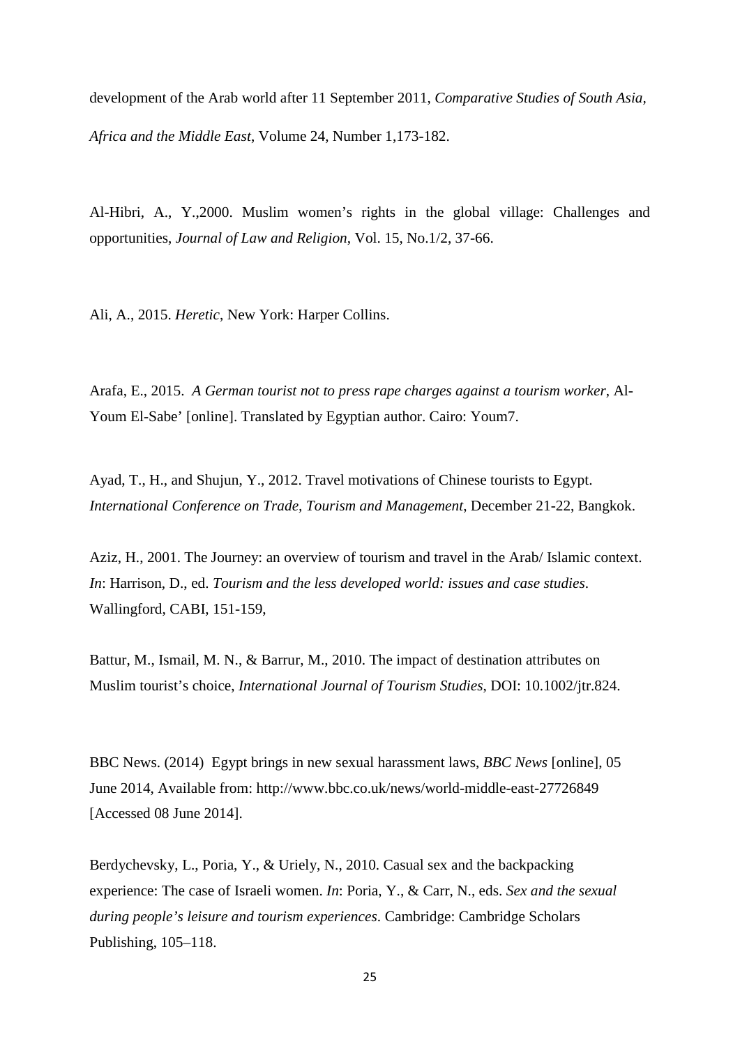development of the Arab world after 11 September 2011, *Comparative Studies of South Asia, Africa and the Middle East*, Volume 24, Number 1,173-182.

Al-Hibri, A., Y.,2000. Muslim women's rights in the global village: Challenges and opportunities, *Journal of Law and Religion*, Vol. 15, No.1/2, 37-66.

Ali, A., 2015. *Heretic*, New York: Harper Collins.

Arafa, E., 2015. *A German tourist not to press rape charges against a tourism worker*, Al-Youm El-Sabe' [online]. Translated by Egyptian author. Cairo: Youm7.

Ayad, T., H., and Shujun, Y., 2012. Travel motivations of Chinese tourists to Egypt. *International Conference on Trade, Tourism and Management*, December 21-22, Bangkok.

Aziz, H., 2001. The Journey: an overview of tourism and travel in the Arab/ Islamic context. *In*: Harrison, D., ed. *Tourism and the less developed world: issues and case studies*. Wallingford, CABI, 151-159,

Battur, M., Ismail, M. N., & Barrur, M., 2010. The impact of destination attributes on Muslim tourist's choice, *International Journal of Tourism Studies*, DOI: 10.1002/jtr.824.

BBC News. (2014) Egypt brings in new sexual harassment laws, *BBC News* [online], 05 June 2014, Available from: http://www.bbc.co.uk/news/world-middle-east-27726849 [Accessed 08 June 2014].

Berdychevsky, L., Poria, Y., & Uriely, N., 2010. Casual sex and the backpacking experience: The case of Israeli women. *In*: Poria, Y., & Carr, N., eds. *Sex and the sexual during people's leisure and tourism experiences*. Cambridge: Cambridge Scholars Publishing, 105–118.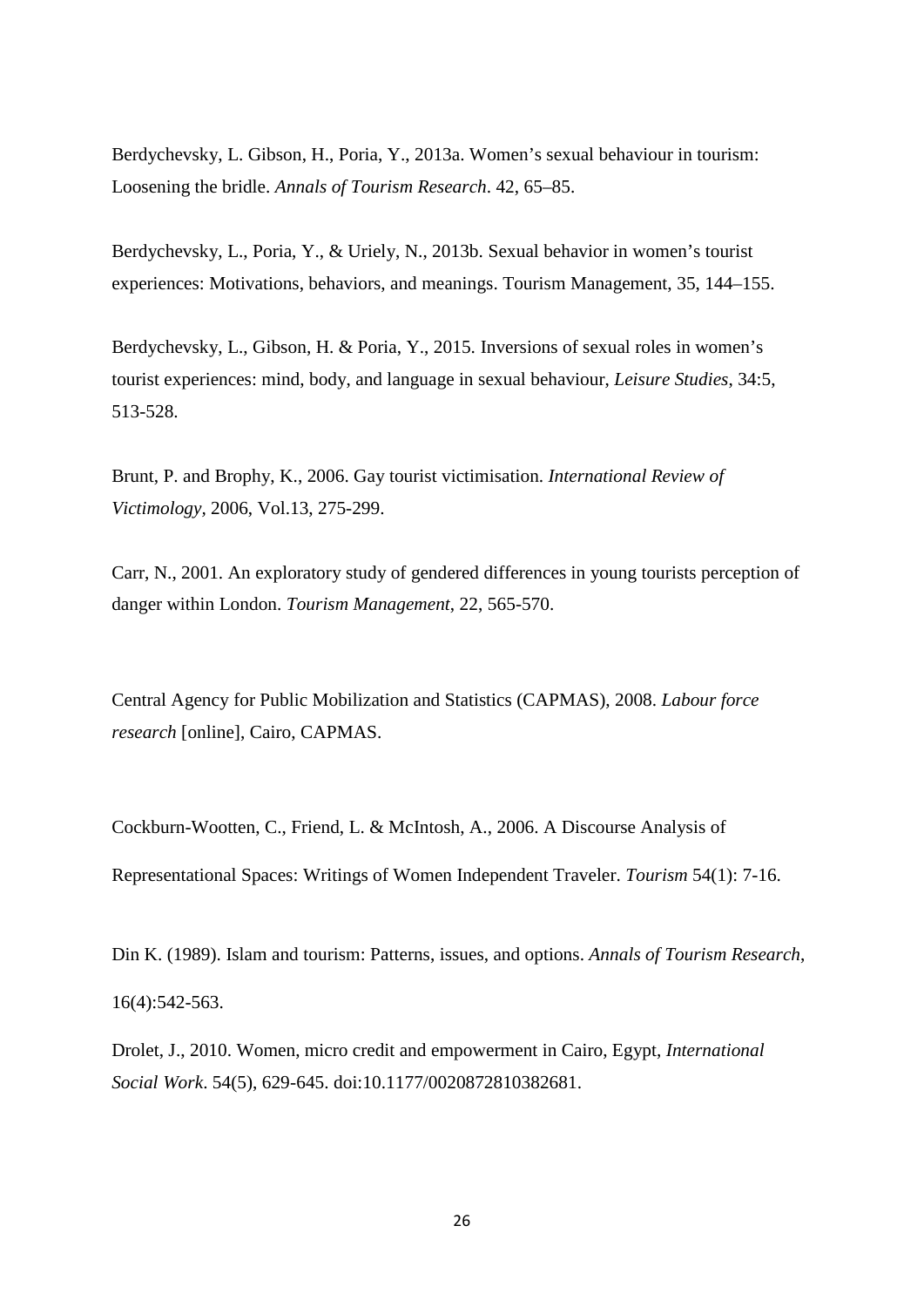Berdychevsky, L. Gibson, H., Poria, Y., 2013a. Women's sexual behaviour in tourism: Loosening the bridle. *Annals of Tourism Research*. 42, 65–85.

Berdychevsky, L., Poria, Y., & Uriely, N., 2013b. Sexual behavior in women's tourist experiences: Motivations, behaviors, and meanings. Tourism Management, 35, 144–155.

Berdychevsky, L., Gibson, H. & Poria, Y., 2015. Inversions of sexual roles in women's tourist experiences: mind, body, and language in sexual behaviour, *Leisure Studies*, 34:5, 513-528.

Brunt, P. and Brophy, K., 2006. Gay tourist victimisation. *International Review of Victimology*, 2006, Vol.13, 275-299.

Carr, N., 2001. An exploratory study of gendered differences in young tourists perception of danger within London. *Tourism Management*, 22, 565-570.

Central Agency for Public Mobilization and Statistics (CAPMAS), 2008. *Labour force research* [online], Cairo, CAPMAS.

Cockburn-Wootten, C., Friend, L. & McIntosh, A., 2006. A Discourse Analysis of Representational Spaces: Writings of Women Independent Traveler. *Tourism* 54(1): 7-16.

Din K. (1989). Islam and tourism: Patterns, issues, and options. *Annals of Tourism Research*, 16(4):542-563.

Drolet, J., 2010. Women, micro credit and empowerment in Cairo, Egypt, *International Social Work*. 54(5), 629-645. doi:10.1177/0020872810382681.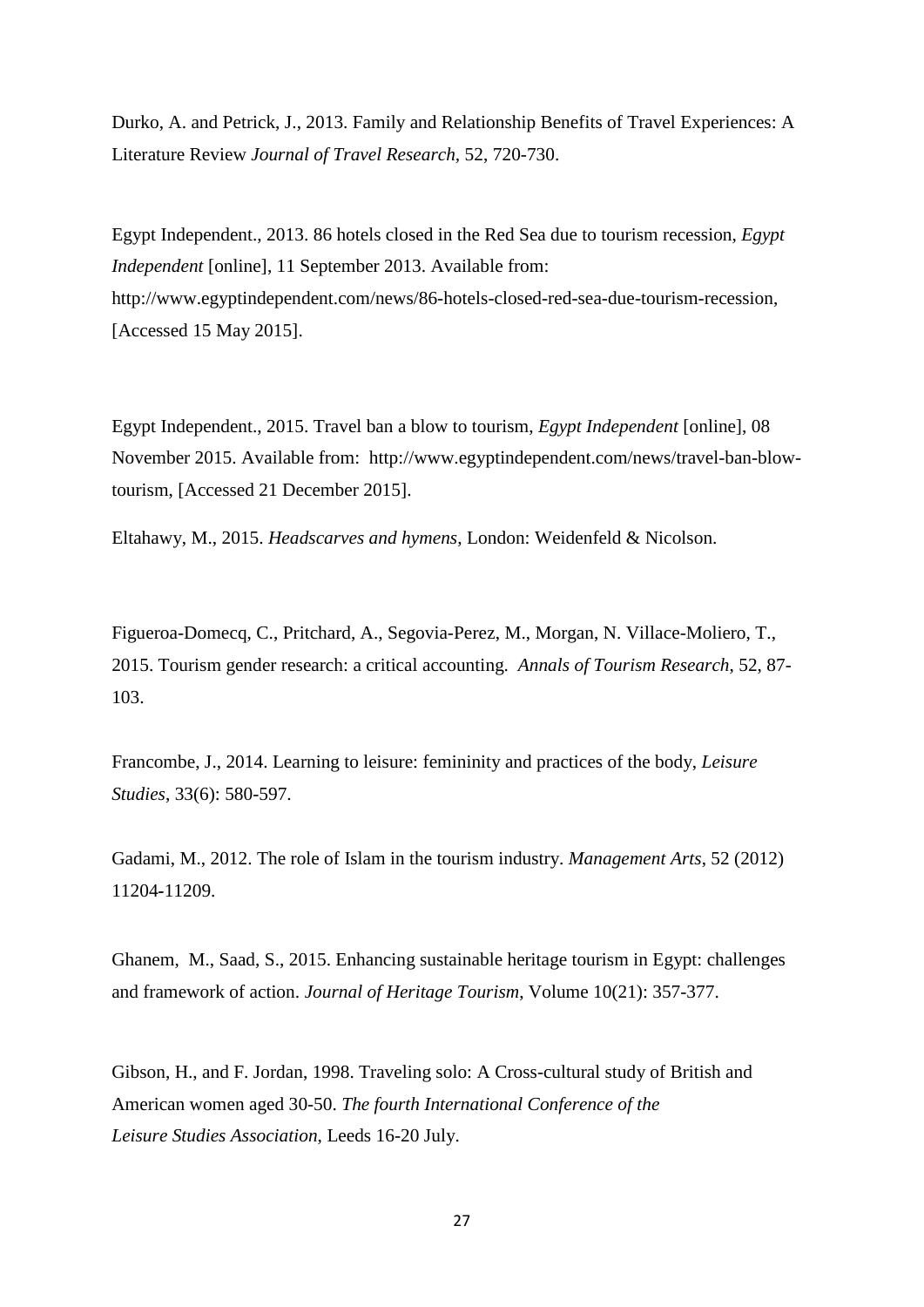Durko, A. and Petrick, J., 2013. Family and Relationship Benefits of Travel Experiences: A Literature Review *Journal of Travel Research*, 52, 720-730.

Egypt Independent., 2013. 86 hotels closed in the Red Sea due to tourism recession, *Egypt Independent* [online], 11 September 2013. Available from: http://www.egyptindependent.com/news/86-hotels-closed-red-sea-due-tourism-recession, [Accessed 15 May 2015].

Egypt Independent., 2015. Travel ban a blow to tourism, *Egypt Independent* [online], 08 November 2015. Available from: http://www.egyptindependent.com/news/travel-ban-blow-tourism, [Accessed 21 December 2015].

Eltahawy, M., 2015. *Headscarves and hymens*, London: Weidenfeld & Nicolson.

Figueroa-Domecq, C., Pritchard, A., Segovia-Perez, M., Morgan, N. Villace-Moliero, T., 2015. Tourism gender research: a critical accounting. *Annals of Tourism Research*, 52, 87-103.

Francombe, J., 2014. Learning to leisure: femininity and practices of the body, *Leisure Studies*, 33(6): 580-597.

Gadami, M., 2012. The role of Islam in the tourism industry. *Management Arts*, 52 (2012) 11204-11209.

Ghanem, M., Saad, S., 2015. Enhancing sustainable heritage tourism in Egypt: challenges and framework of action. *Journal of Heritage Tourism*, Volume 10(21): 357-377.

Gibson, H., and F. Jordan, 1998. Traveling solo: A Cross-cultural study of British and American women aged 30-50. *The fourth International Conference of the Leisure Studies Association*, Leeds 16-20 July.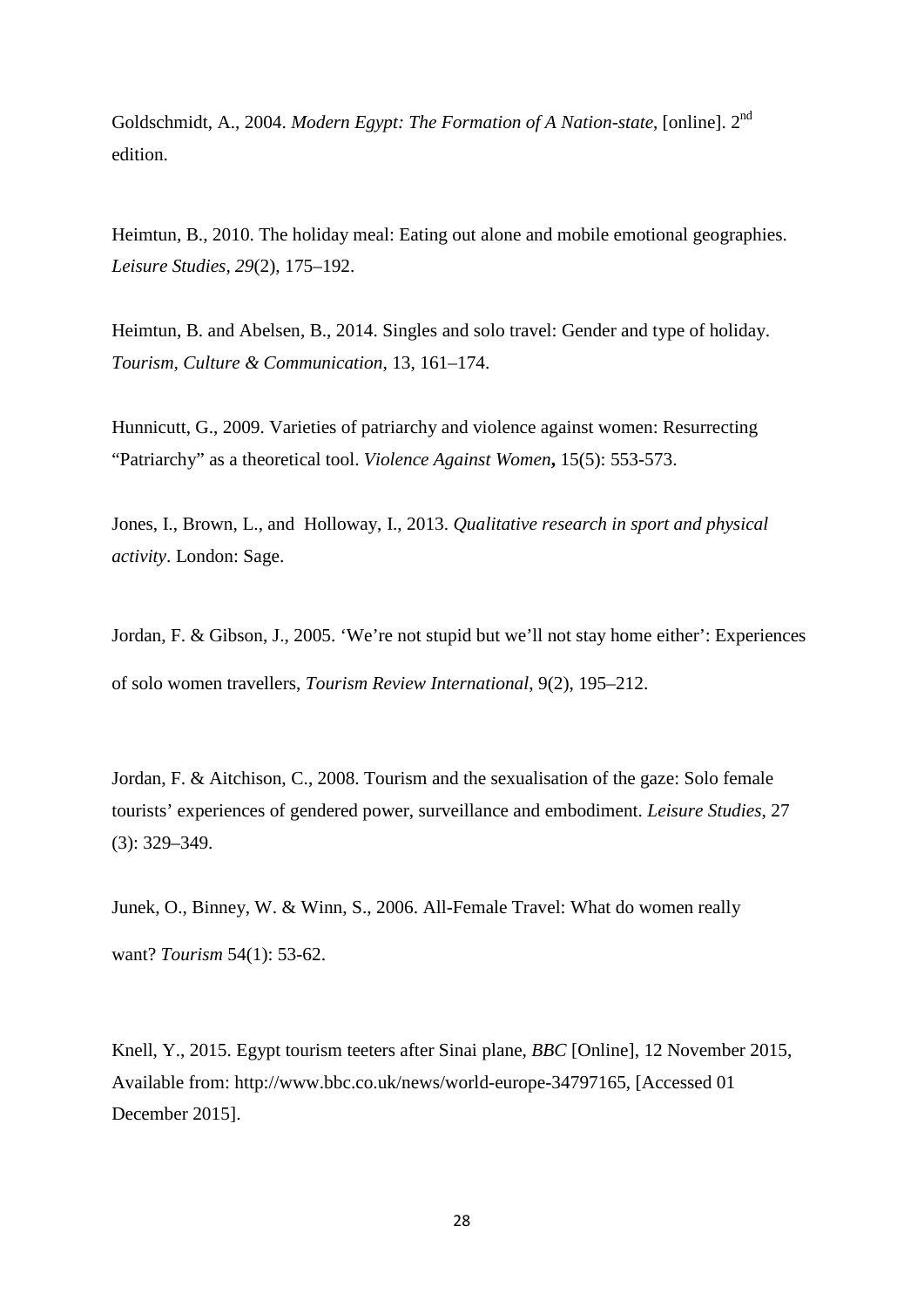Goldschmidt, A., 2004. *Modern Egypt: The Formation of A Nation-state*, [online]. 2nd edition.

Heimtun, B., 2010. The holiday meal: Eating out alone and mobile emotional geographies. *Leisure Studies*, *29*(2), 175–192.

Heimtun, B. and Abelsen, B., 2014. Singles and solo travel: Gender and type of holiday. *Tourism, Culture & Communication*, 13, 161–174.

Hunnicutt, G., 2009. Varieties of patriarchy and violence against women: Resurrecting "Patriarchy" as a theoretical tool. *Violence Against Women***,** 15(5): 553-573.

Jones, I., Brown, L., and Holloway, I., 2013. *Qualitative research in sport and physical activity*. London: Sage.

Jordan, F. & Gibson, J., 2005. 'We're not stupid but we'll not stay home either': Experiences of solo women travellers, *Tourism Review International*, 9(2), 195–212.

Jordan, F. & Aitchison, C., 2008. Tourism and the sexualisation of the gaze: Solo female tourists' experiences of gendered power, surveillance and embodiment. *Leisure Studies*, 27 (3): 329–349.

Junek, O., Binney, W. & Winn, S., 2006. All-Female Travel: What do women really want? *Tourism* 54(1): 53-62.

Knell, Y., 2015. Egypt tourism teeters after Sinai plane, *BBC* [Online], 12 November 2015, Available from: http://www.bbc.co.uk/news/world-europe-34797165, [Accessed 01 December 2015].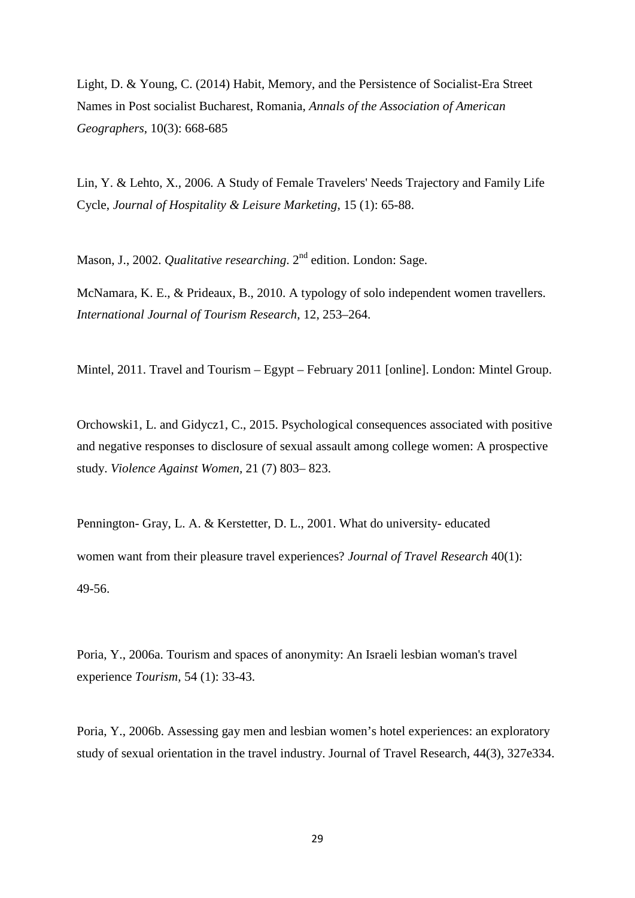Light, D. & Young, C. (2014) Habit, Memory, and the Persistence of Socialist-Era Street Names in Post socialist Bucharest, Romania, *Annals of the Association of American Geographers*, 10(3): 668-685

Lin, Y. & Lehto, X., 2006. A Study of Female Travelers' Needs Trajectory and Family Life Cycle, *Journal of Hospitality & Leisure Marketing*, 15 (1): 65-88.

Mason, J., 2002. *Qualitative researching*. 2nd edition. London: Sage.

McNamara, K. E., & Prideaux, B., 2010. A typology of solo independent women travellers. *International Journal of Tourism Research*, 12, 253–264.

Mintel, 2011. Travel and Tourism – Egypt – February 2011 [online]. London: Mintel Group.

Orchowski1, L. and Gidycz1, C., 2015. Psychological consequences associated with positive and negative responses to disclosure of sexual assault among college women: A prospective study. *Violence Against Women*, 21 (7) 803– 823.

Pennington- Gray, L. A. & Kerstetter, D. L., 2001. What do university- educated women want from their pleasure travel experiences? *Journal of Travel Research* 40(1): 49-56.

Poria, Y., 2006a. Tourism and spaces of anonymity: An Israeli lesbian woman's travel experience *Tourism,* 54 (1): 33-43.

Poria, Y., 2006b. Assessing gay men and lesbian women's hotel experiences: an exploratory study of sexual orientation in the travel industry. Journal of Travel Research, 44(3), 327e334.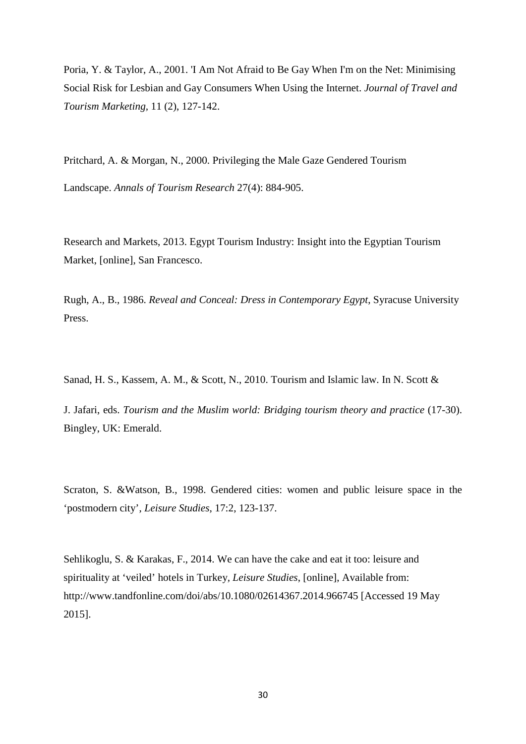Poria, Y. & Taylor, A., 2001. 'I Am Not Afraid to Be Gay When I'm on the Net: Minimising Social Risk for Lesbian and Gay Consumers When Using the Internet. *Journal of Travel and Tourism Marketing*, 11 (2), 127-142.

Pritchard, A. & Morgan, N., 2000. Privileging the Male Gaze Gendered Tourism Landscape. *Annals of Tourism Research* 27(4): 884-905.

Research and Markets, 2013. Egypt Tourism Industry: Insight into the Egyptian Tourism Market, [online], San Francesco.

Rugh, A., B., 1986. *Reveal and Conceal: Dress in Contemporary Egypt*, Syracuse University Press.

Sanad, H. S., Kassem, A. M., & Scott, N., 2010. Tourism and Islamic law. In N. Scott & J. Jafari, eds. *Tourism and the Muslim world: Bridging tourism theory and practice* (17-30). Bingley, UK: Emerald.

Scraton, S. &Watson, B., 1998. Gendered cities: women and public leisure space in the 'postmodern city', *Leisure Studies*, 17:2, 123-137.

Sehlikoglu, S. & Karakas, F., 2014. We can have the cake and eat it too: leisure and spirituality at 'veiled' hotels in Turkey, *Leisure Studies*, [online], Available from: http://www.tandfonline.com/doi/abs/10.1080/02614367.2014.966745 [Accessed 19 May 2015].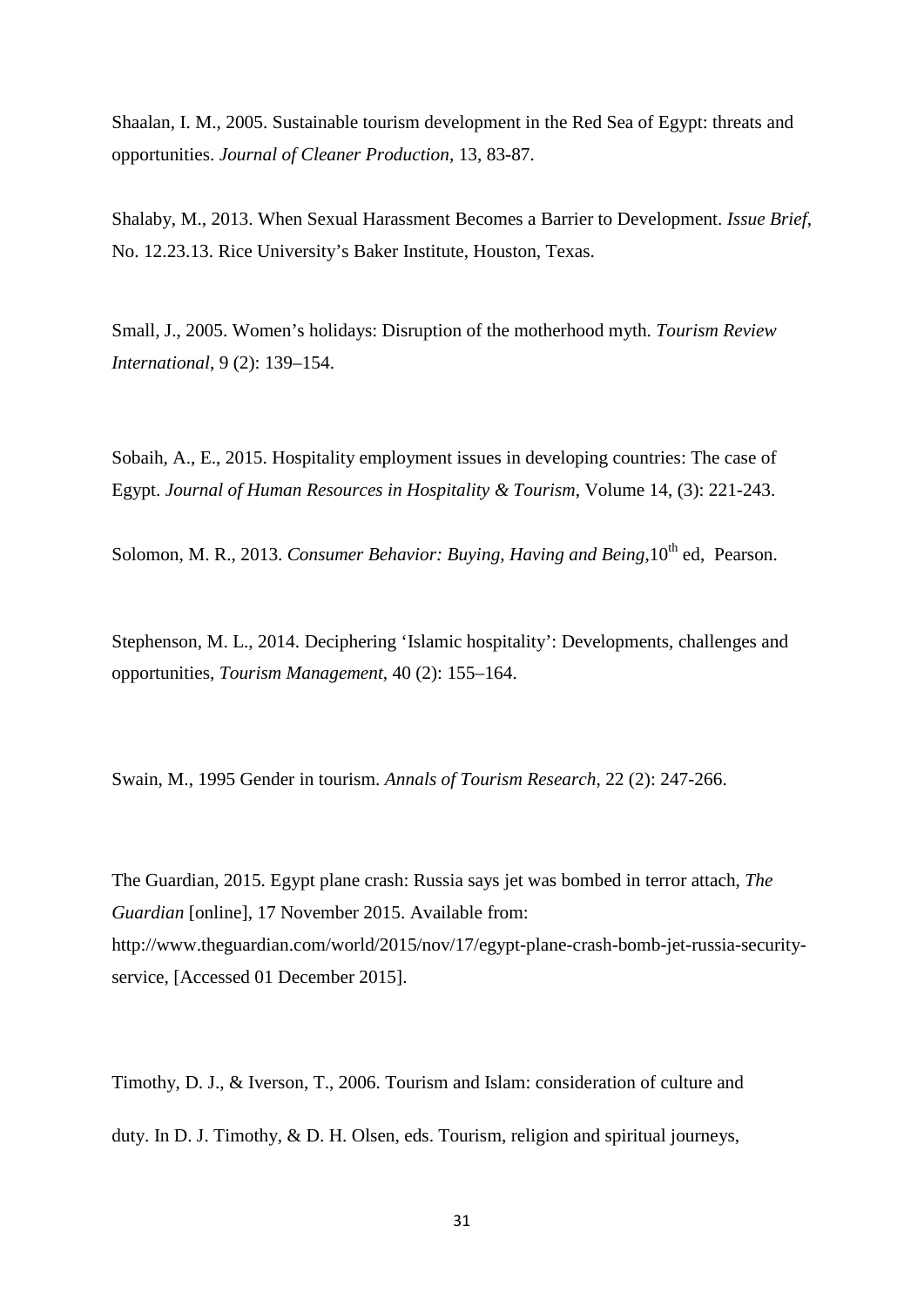Shaalan, I. M., 2005. Sustainable tourism development in the Red Sea of Egypt: threats and opportunities. *Journal of Cleaner Production*, 13, 83-87.

Shalaby, M., 2013. When Sexual Harassment Becomes a Barrier to Development. *Issue Brief*, No. 12.23.13. Rice University's Baker Institute, Houston, Texas.

Small, J., 2005. Women's holidays: Disruption of the motherhood myth. *Tourism Review International*, 9 (2): 139–154.

Sobaih, A., E., 2015. Hospitality employment issues in developing countries: The case of Egypt. *Journal of Human Resources in Hospitality & Tourism*, Volume 14, (3): 221-243.

Solomon, M. R., 2013. *Consumer Behavior: Buying, Having and Being*,10th ed, Pearson.

Stephenson, M. L., 2014. Deciphering 'Islamic hospitality': Developments, challenges and opportunities, *Tourism Management*, 40 (2): 155–164.

Swain, M., 1995 Gender in tourism. *Annals of Tourism Research*, 22 (2): 247-266.

The Guardian, 2015. Egypt plane crash: Russia says jet was bombed in terror attach, *The Guardian* [online], 17 November 2015. Available from: http://www.theguardian.com/world/2015/nov/17/egypt-plane-crash-bomb-jet-russia-security-service, [Accessed 01 December 2015].

Timothy, D. J., & Iverson, T., 2006. Tourism and Islam: consideration of culture and duty. In D. J. Timothy, & D. H. Olsen, eds. Tourism, religion and spiritual journeys,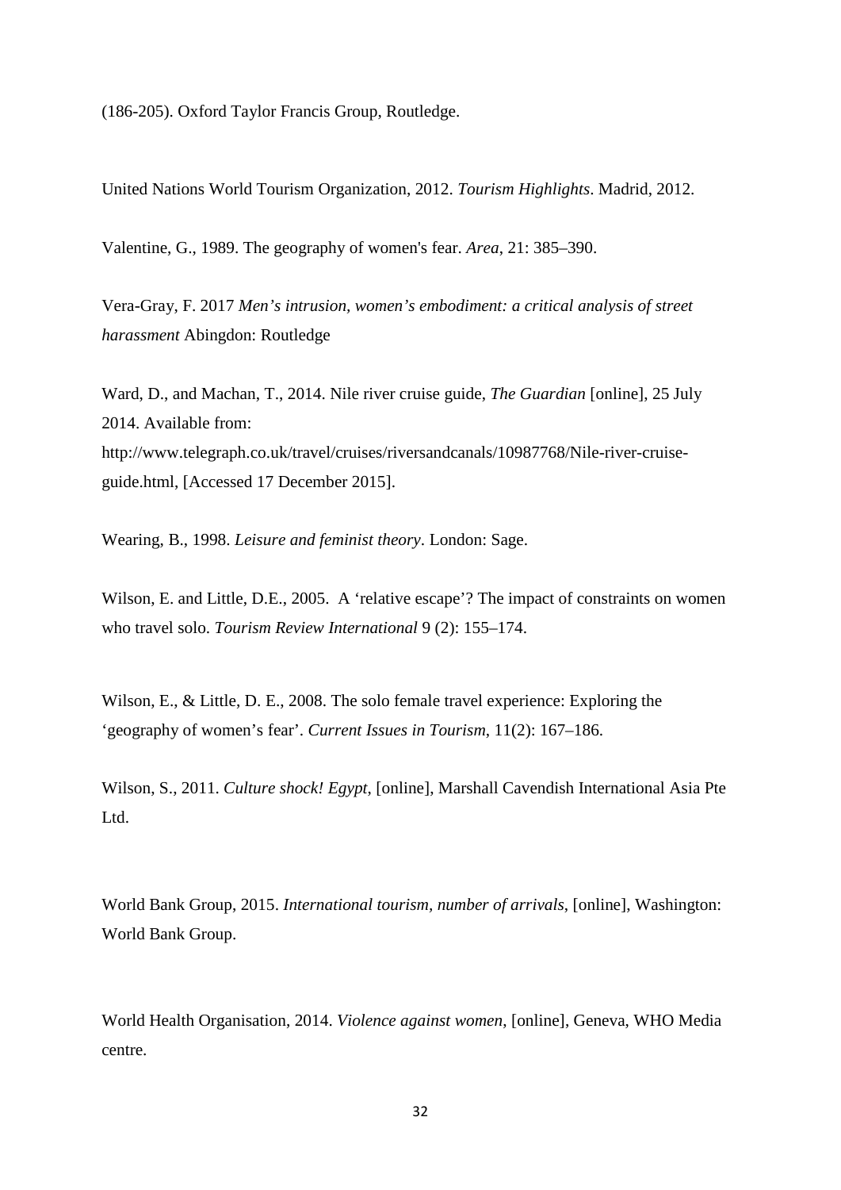(186-205). Oxford Taylor Francis Group, Routledge.

United Nations World Tourism Organization, 2012. *Tourism Highlights*. Madrid, 2012.

Valentine, G., 1989. The geography of women's fear. *Area*, 21: 385–390.

Vera-Gray, F. 2017 *Men's intrusion, women's embodiment: a critical analysis of street harassment* Abingdon: Routledge

Ward, D., and Machan, T., 2014. Nile river cruise guide, *The Guardian* [online], 25 July 2014. Available from: http://www.telegraph.co.uk/travel/cruises/riversandcanals/10987768/Nile-river-cruise-guide.html, [Accessed 17 December 2015].

Wearing, B., 1998. *Leisure and feminist theory*. London: Sage.

Wilson, E. and Little, D.E., 2005. A 'relative escape'? The impact of constraints on women who travel solo. *Tourism Review International* 9 (2): 155–174.

Wilson, E., & Little, D. E., 2008. The solo female travel experience: Exploring the 'geography of women's fear'. *Current Issues in Tourism*, 11(2): 167–186.

Wilson, S., 2011. *Culture shock! Egypt*, [online], Marshall Cavendish International Asia Pte Ltd.

World Bank Group, 2015. *International tourism, number of arrivals*, [online], Washington: World Bank Group.

World Health Organisation, 2014. *Violence against women*, [online], Geneva, WHO Media centre.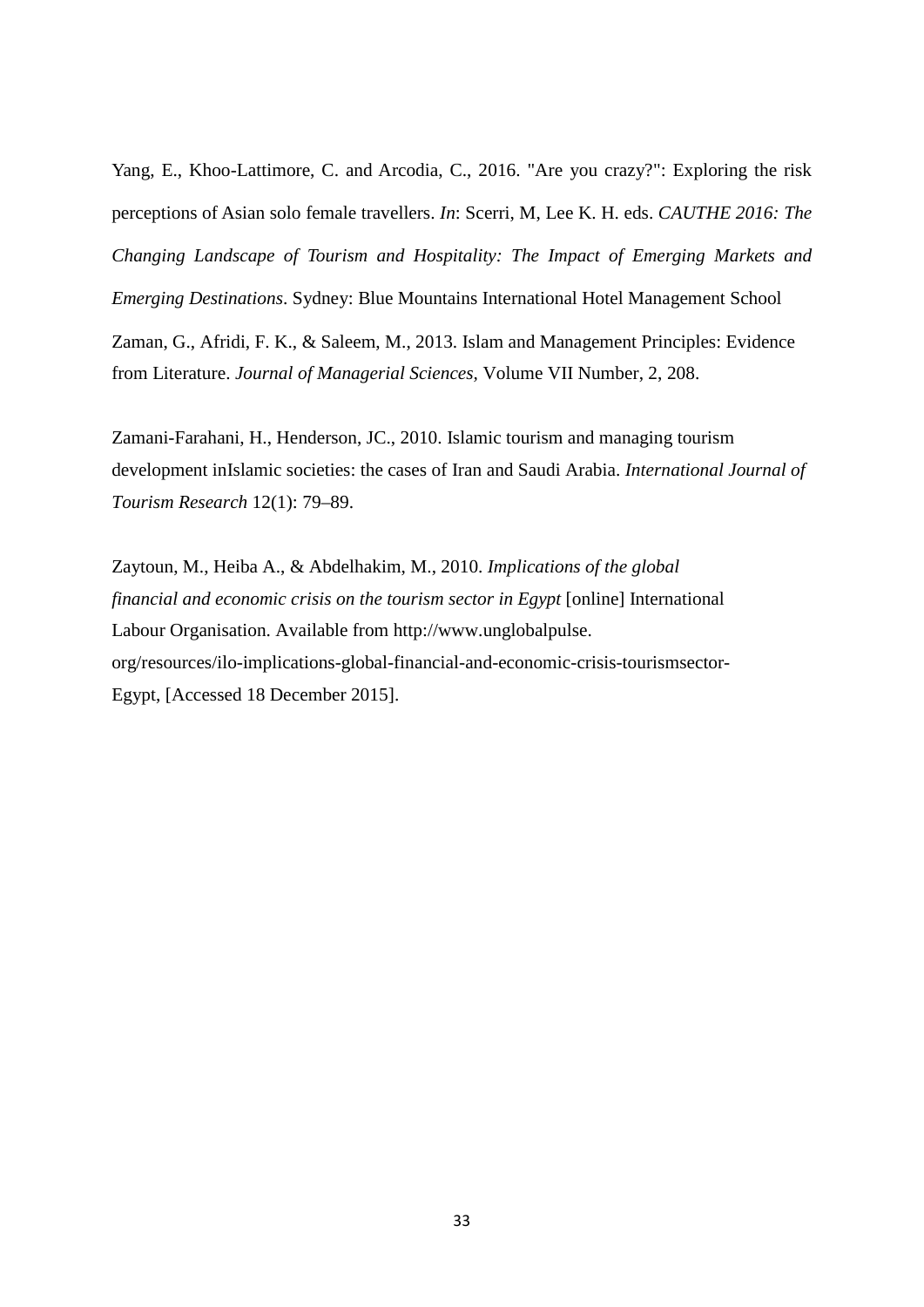Yang, E., Khoo-Lattimore, C. and Arcodia, C., 2016. "Are you crazy?": Exploring the risk perceptions of Asian solo female travellers. *In*: Scerri, M, Lee K. H. eds. *CAUTHE 2016: The Changing Landscape of Tourism and Hospitality: The Impact of Emerging Markets and Emerging Destinations*. Sydney: Blue Mountains International Hotel Management School

Zaman, G., Afridi, F. K., & Saleem, M., 2013. Islam and Management Principles: Evidence from Literature. *Journal of Managerial Sciences,* Volume VII Number, 2, 208.

Zamani-Farahani, H., Henderson, JC., 2010. Islamic tourism and managing tourism development inIslamic societies: the cases of Iran and Saudi Arabia. *International Journal of Tourism Research* 12(1): 79–89.

Zaytoun, M., Heiba A., & Abdelhakim, M., 2010. *Implications of the global financial and economic crisis on the tourism sector in Egypt* [online] International Labour Organisation. Available from http://www.unglobalpulse.org/resources/ilo-implications-global-financial-and-economic-crisis-tourismsector-Egypt, [Accessed 18 December 2015].